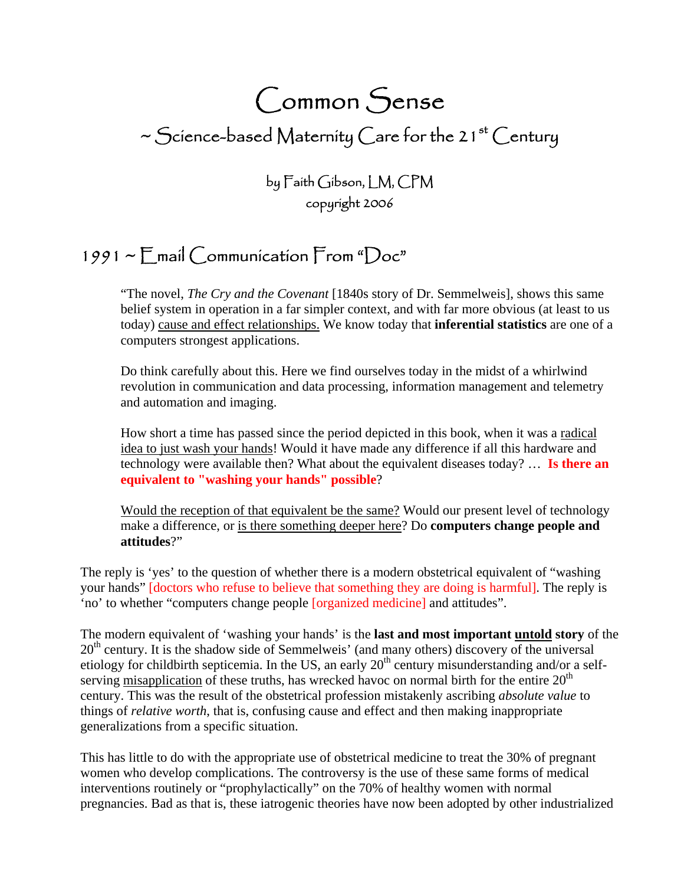# Common Sense

## ~ Science-based Maternity Care for the 21st Century

by Faith Gibson, LM, CPM
copyright 2006

## 1991 ~ Email Communication From "Doc"

> "The novel, *The Cry and the Covenant* [1840s story of Dr. Semmelweis], shows this same belief system in operation in a far simpler context, and with far more obvious (at least to us today) cause and effect relationships. We know today that **inferential statistics** are one of a computers strongest applications.
>
> Do think carefully about this. Here we find ourselves today in the midst of a whirlwind revolution in communication and data processing, information management and telemetry and automation and imaging.
>
> How short a time has passed since the period depicted in this book, when it was a radical idea to just wash your hands! Would it have made any difference if all this hardware and technology were available then? What about the equivalent diseases today? … **Is there an equivalent to "washing your hands" possible**?
>
> Would the reception of that equivalent be the same? Would our present level of technology make a difference, or is there something deeper here? Do **computers change people and attitudes**?"

The reply is 'yes' to the question of whether there is a modern obstetrical equivalent of "washing your hands" [doctors who refuse to believe that something they are doing is harmful]. The reply is 'no' to whether "computers change people [organized medicine] and attitudes".

The modern equivalent of 'washing your hands' is the **last and most important untold story** of the 20th century. It is the shadow side of Semmelweis' (and many others) discovery of the universal etiology for childbirth septicemia. In the US, an early 20th century misunderstanding and/or a self-serving misapplication of these truths, has wrecked havoc on normal birth for the entire 20th century. This was the result of the obstetrical profession mistakenly ascribing *absolute value* to things of *relative worth*, that is, confusing cause and effect and then making inappropriate generalizations from a specific situation.

This has little to do with the appropriate use of obstetrical medicine to treat the 30% of pregnant women who develop complications. The controversy is the use of these same forms of medical interventions routinely or "prophylactically" on the 70% of healthy women with normal pregnancies. Bad as that is, these iatrogenic theories have now been adopted by other industrialized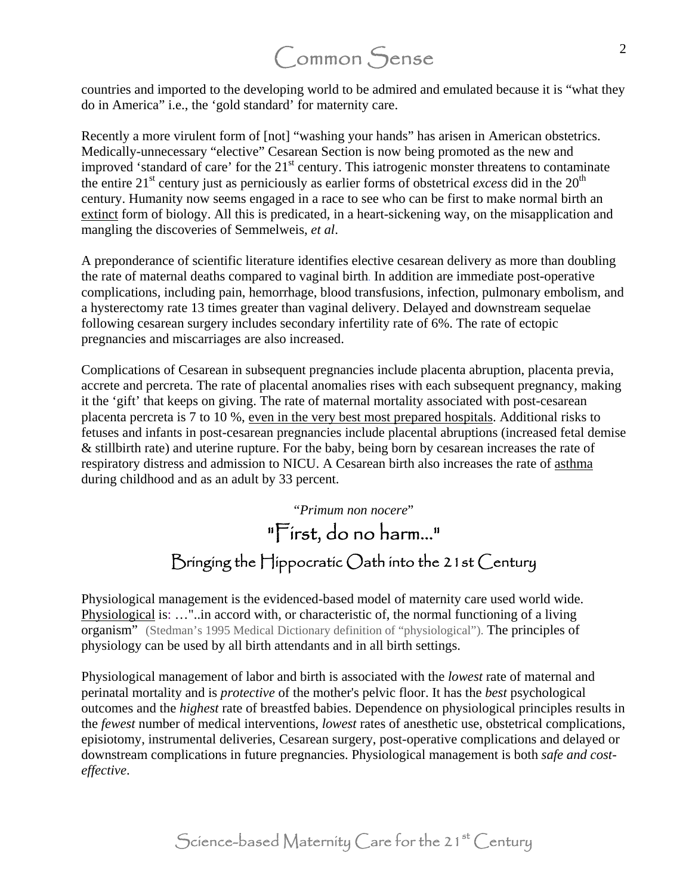countries and imported to the developing world to be admired and emulated because it is “what they do in America” i.e., the ‘gold standard’ for maternity care.

Recently a more virulent form of [not] “washing your hands” has arisen in American obstetrics. Medically-unnecessary “elective” Cesarean Section is now being promoted as the new and improved ‘standard of care’ for the 21st century. This iatrogenic monster threatens to contaminate the entire 21st century just as perniciously as earlier forms of obstetrical *excess* did in the 20th century. Humanity now seems engaged in a race to see who can be first to make normal birth an extinct form of biology. All this is predicated, in a heart-sickening way, on the misapplication and mangling the discoveries of Semmelweis, *et al*.

A preponderance of scientific literature identifies elective cesarean delivery as more than doubling the rate of maternal deaths compared to vaginal birth. In addition are immediate post-operative complications, including pain, hemorrhage, blood transfusions, infection, pulmonary embolism, and a hysterectomy rate 13 times greater than vaginal delivery. Delayed and downstream sequelae following cesarean surgery includes secondary infertility rate of 6%. The rate of ectopic pregnancies and miscarriages are also increased.

Complications of Cesarean in subsequent pregnancies include placenta abruption, placenta previa, accrete and percreta. The rate of placental anomalies rises with each subsequent pregnancy, making it the ‘gift’ that keeps on giving. The rate of maternal mortality associated with post-cesarean placenta percreta is 7 to 10 %, even in the very best most prepared hospitals. Additional risks to fetuses and infants in post-cesarean pregnancies include placental abruptions (increased fetal demise & stillbirth rate) and uterine rupture. For the baby, being born by cesarean increases the rate of respiratory distress and admission to NICU. A Cesarean birth also increases the rate of asthma during childhood and as an adult by 33 percent.

“*Primum non nocere*”

## "First, do no harm..."

## Bringing the Hippocratic Oath into the 21st Century

Physiological management is the evidenced-based model of maternity care used world wide. Physiological is: …"..in accord with, or characteristic of, the normal functioning of a living organism" (Stedman’s 1995 Medical Dictionary definition of “physiological”). The principles of physiology can be used by all birth attendants and in all birth settings.

Physiological management of labor and birth is associated with the *lowest* rate of maternal and perinatal mortality and is *protective* of the mother's pelvic floor. It has the *best* psychological outcomes and the *highest* rate of breastfed babies. Dependence on physiological principles results in the *fewest* number of medical interventions, *lowest* rates of anesthetic use, obstetrical complications, episiotomy, instrumental deliveries, Cesarean surgery, post-operative complications and delayed or downstream complications in future pregnancies. Physiological management is both *safe and cost-effective*.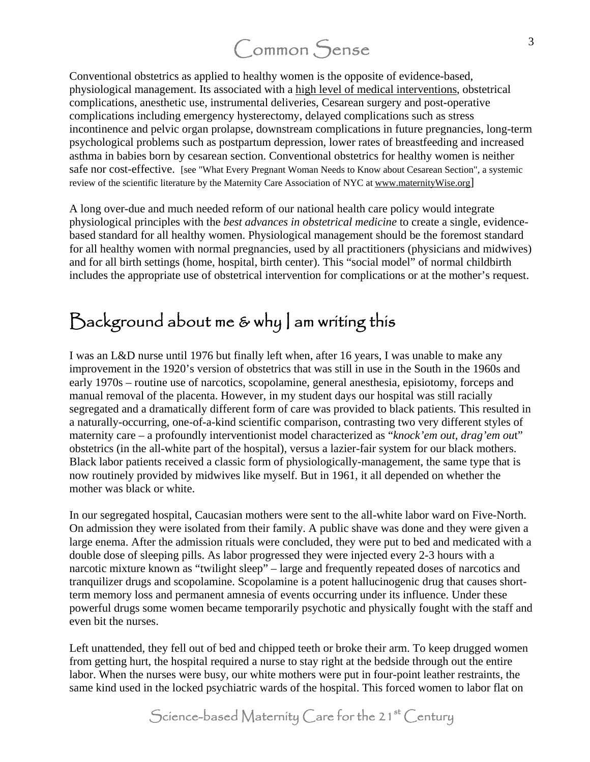# Common Sense

Conventional obstetrics as applied to healthy women is the opposite of evidence-based, physiological management. Its associated with a high level of medical interventions, obstetrical complications, anesthetic use, instrumental deliveries, Cesarean surgery and post-operative complications including emergency hysterectomy, delayed complications such as stress incontinence and pelvic organ prolapse, downstream complications in future pregnancies, long-term psychological problems such as postpartum depression, lower rates of breastfeeding and increased asthma in babies born by cesarean section. Conventional obstetrics for healthy women is neither safe nor cost-effective. [see "What Every Pregnant Woman Needs to Know about Cesarean Section", a systemic review of the scientific literature by the Maternity Care Association of NYC at www.maternityWise.org]

A long over-due and much needed reform of our national health care policy would integrate physiological principles with the *best advances in obstetrical medicine* to create a single, evidence-based standard for all healthy women. Physiological management should be the foremost standard for all healthy women with normal pregnancies, used by all practitioners (physicians and midwives) and for all birth settings (home, hospital, birth center). This "social model" of normal childbirth includes the appropriate use of obstetrical intervention for complications or at the mother's request.

## Background about me & why I am writing this

I was an L&D nurse until 1976 but finally left when, after 16 years, I was unable to make any improvement in the 1920's version of obstetrics that was still in use in the South in the 1960s and early 1970s – routine use of narcotics, scopolamine, general anesthesia, episiotomy, forceps and manual removal of the placenta. However, in my student days our hospital was still racially segregated and a dramatically different form of care was provided to black patients. This resulted in a naturally-occurring, one-of-a-kind scientific comparison, contrasting two very different styles of maternity care – a profoundly interventionist model characterized as "*knock'em out, drag'em out*" obstetrics (in the all-white part of the hospital), versus a lazier-fair system for our black mothers. Black labor patients received a classic form of physiologically-management, the same type that is now routinely provided by midwives like myself. But in 1961, it all depended on whether the mother was black or white.

In our segregated hospital, Caucasian mothers were sent to the all-white labor ward on Five-North. On admission they were isolated from their family. A public shave was done and they were given a large enema. After the admission rituals were concluded, they were put to bed and medicated with a double dose of sleeping pills. As labor progressed they were injected every 2-3 hours with a narcotic mixture known as "twilight sleep" – large and frequently repeated doses of narcotics and tranquilizer drugs and scopolamine. Scopolamine is a potent hallucinogenic drug that causes short-term memory loss and permanent amnesia of events occurring under its influence. Under these powerful drugs some women became temporarily psychotic and physically fought with the staff and even bit the nurses.

Left unattended, they fell out of bed and chipped teeth or broke their arm. To keep drugged women from getting hurt, the hospital required a nurse to stay right at the bedside through out the entire labor. When the nurses were busy, our white mothers were put in four-point leather restraints, the same kind used in the locked psychiatric wards of the hospital. This forced women to labor flat on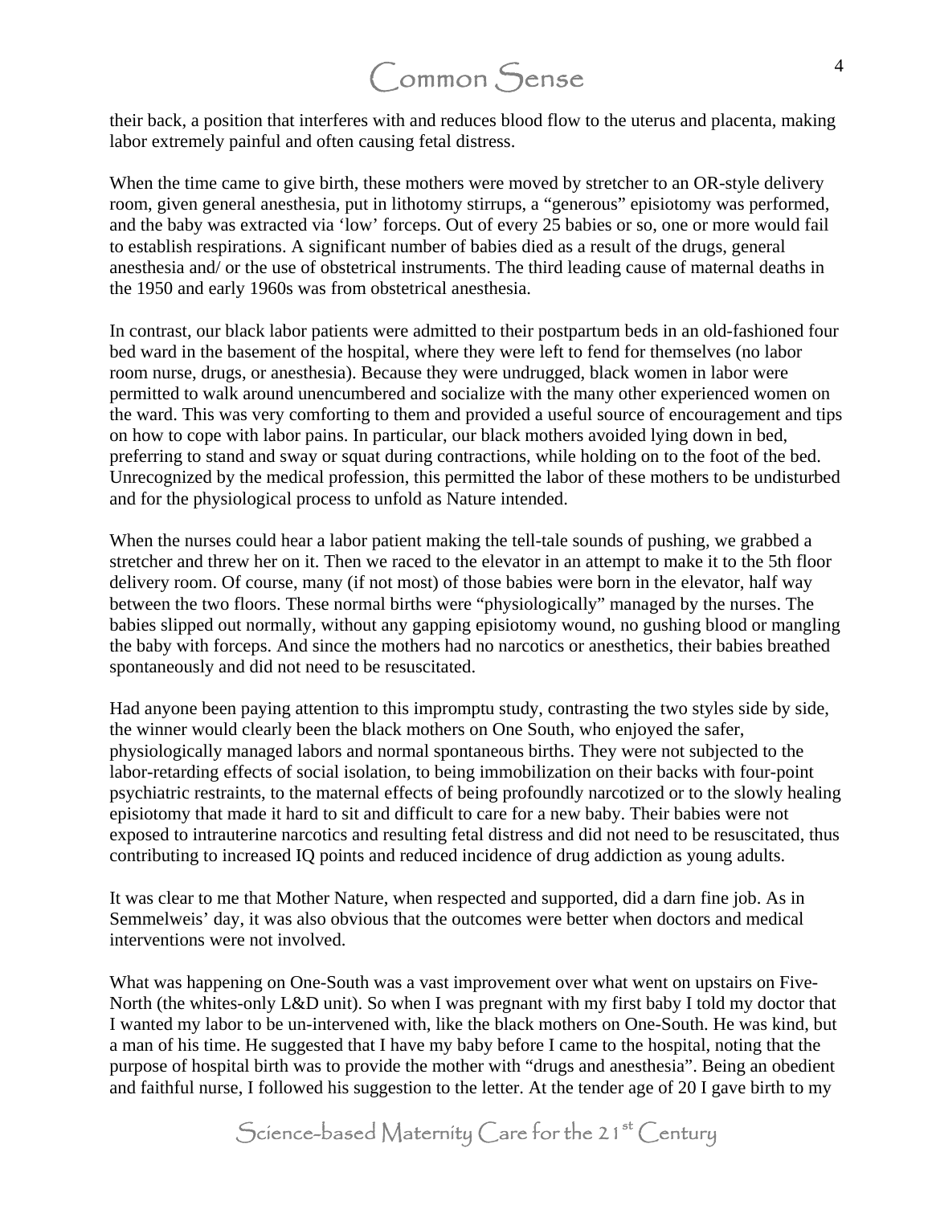their back, a position that interferes with and reduces blood flow to the uterus and placenta, making labor extremely painful and often causing fetal distress.

When the time came to give birth, these mothers were moved by stretcher to an OR-style delivery room, given general anesthesia, put in lithotomy stirrups, a "generous" episiotomy was performed, and the baby was extracted via 'low' forceps. Out of every 25 babies or so, one or more would fail to establish respirations. A significant number of babies died as a result of the drugs, general anesthesia and/ or the use of obstetrical instruments. The third leading cause of maternal deaths in the 1950 and early 1960s was from obstetrical anesthesia.

In contrast, our black labor patients were admitted to their postpartum beds in an old-fashioned four bed ward in the basement of the hospital, where they were left to fend for themselves (no labor room nurse, drugs, or anesthesia). Because they were undrugged, black women in labor were permitted to walk around unencumbered and socialize with the many other experienced women on the ward. This was very comforting to them and provided a useful source of encouragement and tips on how to cope with labor pains. In particular, our black mothers avoided lying down in bed, preferring to stand and sway or squat during contractions, while holding on to the foot of the bed. Unrecognized by the medical profession, this permitted the labor of these mothers to be undisturbed and for the physiological process to unfold as Nature intended.

When the nurses could hear a labor patient making the tell-tale sounds of pushing, we grabbed a stretcher and threw her on it. Then we raced to the elevator in an attempt to make it to the 5th floor delivery room. Of course, many (if not most) of those babies were born in the elevator, half way between the two floors. These normal births were "physiologically" managed by the nurses. The babies slipped out normally, without any gapping episiotomy wound, no gushing blood or mangling the baby with forceps. And since the mothers had no narcotics or anesthetics, their babies breathed spontaneously and did not need to be resuscitated.

Had anyone been paying attention to this impromptu study, contrasting the two styles side by side, the winner would clearly been the black mothers on One South, who enjoyed the safer, physiologically managed labors and normal spontaneous births. They were not subjected to the labor-retarding effects of social isolation, to being immobilization on their backs with four-point psychiatric restraints, to the maternal effects of being profoundly narcotized or to the slowly healing episiotomy that made it hard to sit and difficult to care for a new baby. Their babies were not exposed to intrauterine narcotics and resulting fetal distress and did not need to be resuscitated, thus contributing to increased IQ points and reduced incidence of drug addiction as young adults.

It was clear to me that Mother Nature, when respected and supported, did a darn fine job. As in Semmelweis' day, it was also obvious that the outcomes were better when doctors and medical interventions were not involved.

What was happening on One-South was a vast improvement over what went on upstairs on Five-North (the whites-only L&D unit). So when I was pregnant with my first baby I told my doctor that I wanted my labor to be un-intervened with, like the black mothers on One-South. He was kind, but a man of his time. He suggested that I have my baby before I came to the hospital, noting that the purpose of hospital birth was to provide the mother with "drugs and anesthesia". Being an obedient and faithful nurse, I followed his suggestion to the letter. At the tender age of 20 I gave birth to my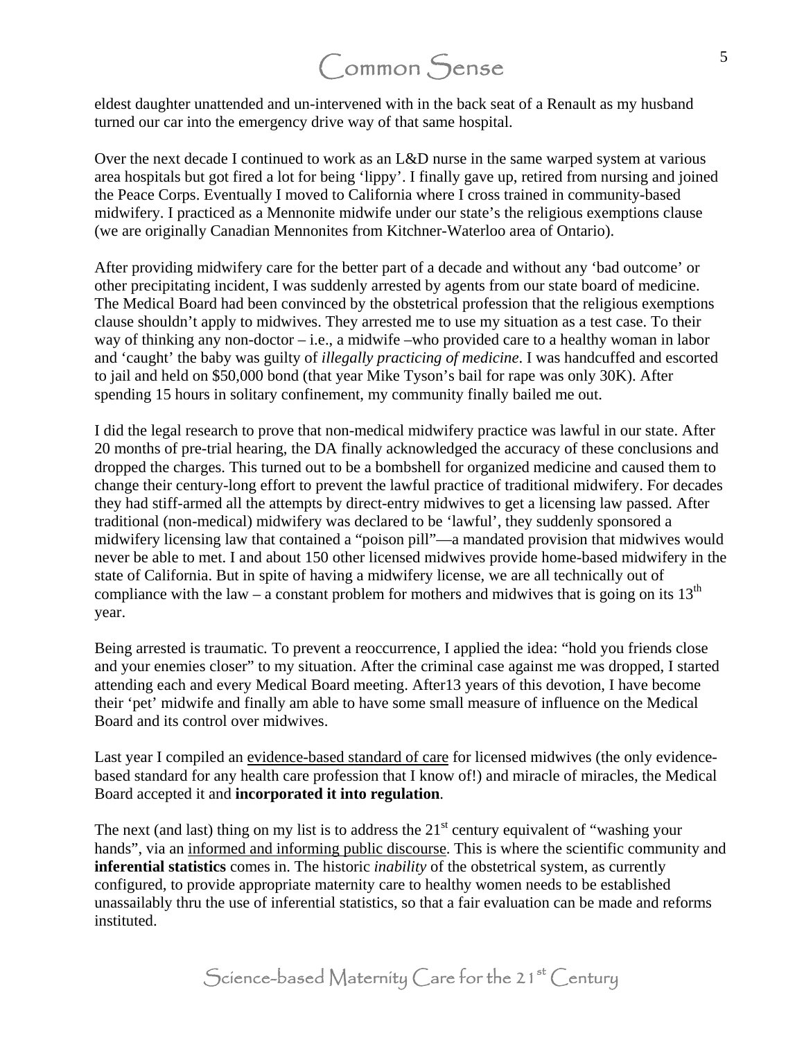eldest daughter unattended and un-intervened with in the back seat of a Renault as my husband turned our car into the emergency drive way of that same hospital.

Over the next decade I continued to work as an L&D nurse in the same warped system at various area hospitals but got fired a lot for being 'lippy'. I finally gave up, retired from nursing and joined the Peace Corps. Eventually I moved to California where I cross trained in community-based midwifery. I practiced as a Mennonite midwife under our state's the religious exemptions clause (we are originally Canadian Mennonites from Kitchner-Waterloo area of Ontario).

After providing midwifery care for the better part of a decade and without any 'bad outcome' or other precipitating incident, I was suddenly arrested by agents from our state board of medicine. The Medical Board had been convinced by the obstetrical profession that the religious exemptions clause shouldn't apply to midwives. They arrested me to use my situation as a test case. To their way of thinking any non-doctor – i.e., a midwife –who provided care to a healthy woman in labor and 'caught' the baby was guilty of *illegally practicing of medicine*. I was handcuffed and escorted to jail and held on $50,000 bond (that year Mike Tyson's bail for rape was only 30K). After spending 15 hours in solitary confinement, my community finally bailed me out.

I did the legal research to prove that non-medical midwifery practice was lawful in our state. After 20 months of pre-trial hearing, the DA finally acknowledged the accuracy of these conclusions and dropped the charges. This turned out to be a bombshell for organized medicine and caused them to change their century-long effort to prevent the lawful practice of traditional midwifery. For decades they had stiff-armed all the attempts by direct-entry midwives to get a licensing law passed. After traditional (non-medical) midwifery was declared to be 'lawful', they suddenly sponsored a midwifery licensing law that contained a "poison pill"—a mandated provision that midwives would never be able to met. I and about 150 other licensed midwives provide home-based midwifery in the state of California. But in spite of having a midwifery license, we are all technically out of compliance with the law – a constant problem for mothers and midwives that is going on its 13th year.

Being arrested is traumatic. To prevent a reoccurrence, I applied the idea: "hold you friends close and your enemies closer" to my situation. After the criminal case against me was dropped, I started attending each and every Medical Board meeting. After13 years of this devotion, I have become their 'pet' midwife and finally am able to have some small measure of influence on the Medical Board and its control over midwives.

Last year I compiled an evidence-based standard of care for licensed midwives (the only evidence-based standard for any health care profession that I know of!) and miracle of miracles, the Medical Board accepted it and **incorporated it into regulation**.

The next (and last) thing on my list is to address the 21st century equivalent of "washing your hands", via an informed and informing public discourse. This is where the scientific community and **inferential statistics** comes in. The historic *inability* of the obstetrical system, as currently configured, to provide appropriate maternity care to healthy women needs to be established unassailably thru the use of inferential statistics, so that a fair evaluation can be made and reforms instituted.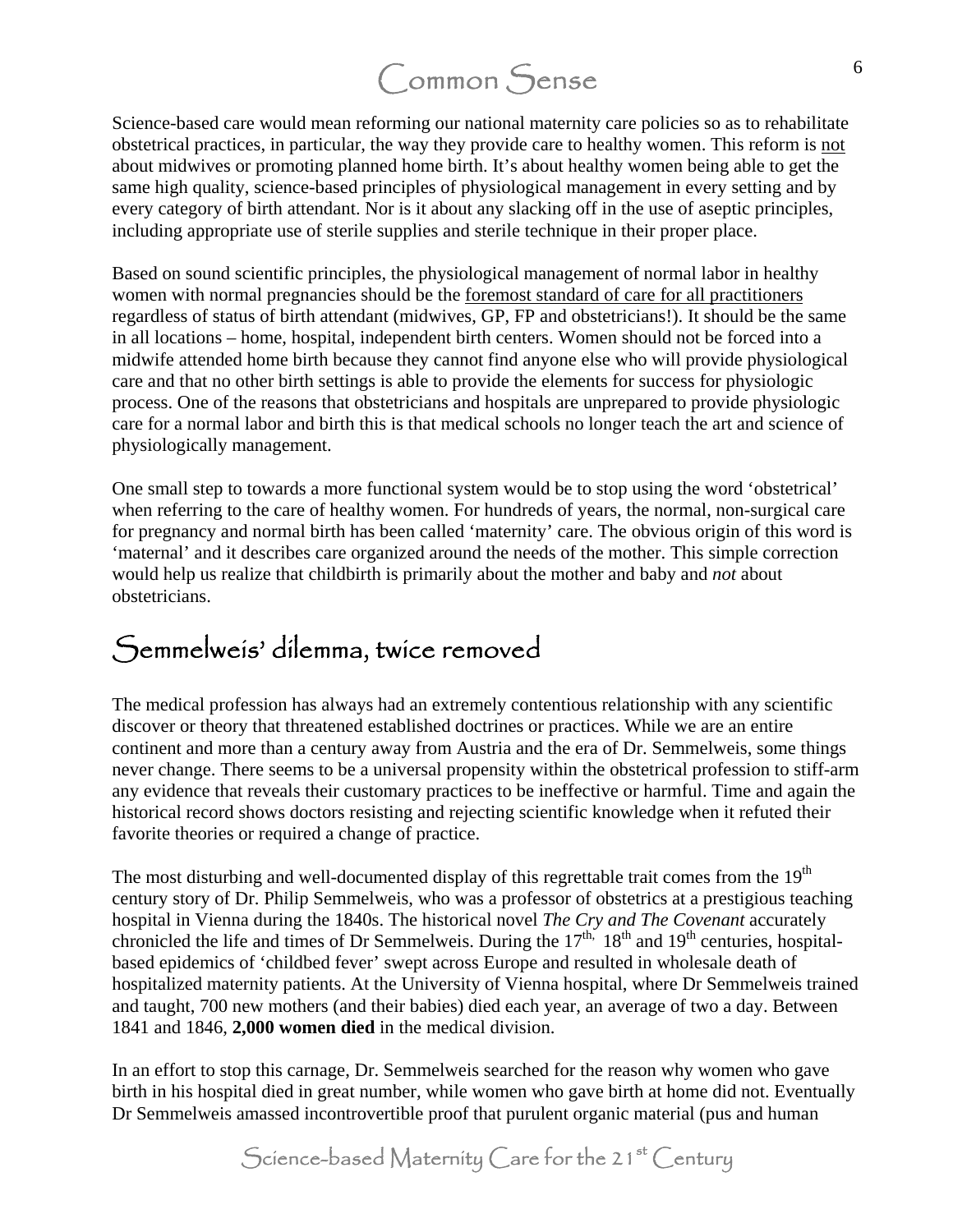Science-based care would mean reforming our national maternity care policies so as to rehabilitate obstetrical practices, in particular, the way they provide care to healthy women. This reform is not about midwives or promoting planned home birth. It's about healthy women being able to get the same high quality, science-based principles of physiological management in every setting and by every category of birth attendant. Nor is it about any slacking off in the use of aseptic principles, including appropriate use of sterile supplies and sterile technique in their proper place.

Based on sound scientific principles, the physiological management of normal labor in healthy women with normal pregnancies should be the foremost standard of care for all practitioners regardless of status of birth attendant (midwives, GP, FP and obstetricians!). It should be the same in all locations – home, hospital, independent birth centers. Women should not be forced into a midwife attended home birth because they cannot find anyone else who will provide physiological care and that no other birth settings is able to provide the elements for success for physiologic process. One of the reasons that obstetricians and hospitals are unprepared to provide physiologic care for a normal labor and birth this is that medical schools no longer teach the art and science of physiologically management.

One small step to towards a more functional system would be to stop using the word 'obstetrical' when referring to the care of healthy women. For hundreds of years, the normal, non-surgical care for pregnancy and normal birth has been called 'maternity' care. The obvious origin of this word is 'maternal' and it describes care organized around the needs of the mother. This simple correction would help us realize that childbirth is primarily about the mother and baby and *not* about obstetricians.

## Semmelweis' dilemma, twice removed

The medical profession has always had an extremely contentious relationship with any scientific discover or theory that threatened established doctrines or practices. While we are an entire continent and more than a century away from Austria and the era of Dr. Semmelweis, some things never change. There seems to be a universal propensity within the obstetrical profession to stiff-arm any evidence that reveals their customary practices to be ineffective or harmful. Time and again the historical record shows doctors resisting and rejecting scientific knowledge when it refuted their favorite theories or required a change of practice.

The most disturbing and well-documented display of this regrettable trait comes from the 19th century story of Dr. Philip Semmelweis, who was a professor of obstetrics at a prestigious teaching hospital in Vienna during the 1840s. The historical novel *The Cry and The Covenant* accurately chronicled the life and times of Dr Semmelweis. During the 17th, 18th and 19th centuries, hospital-based epidemics of 'childbed fever' swept across Europe and resulted in wholesale death of hospitalized maternity patients. At the University of Vienna hospital, where Dr Semmelweis trained and taught, 700 new mothers (and their babies) died each year, an average of two a day. Between 1841 and 1846, **2,000 women died** in the medical division.

In an effort to stop this carnage, Dr. Semmelweis searched for the reason why women who gave birth in his hospital died in great number, while women who gave birth at home did not. Eventually Dr Semmelweis amassed incontrovertible proof that purulent organic material (pus and human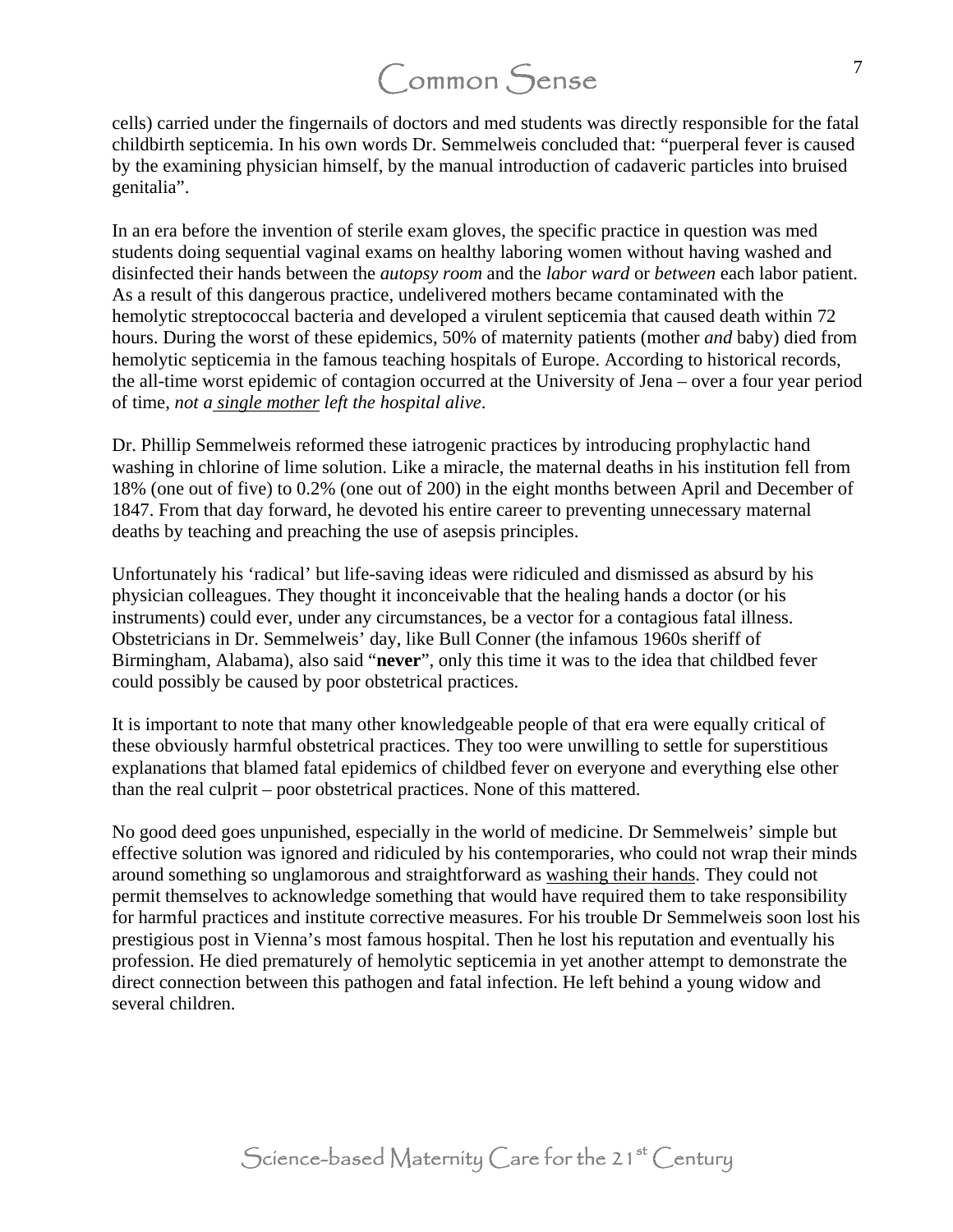cells) carried under the fingernails of doctors and med students was directly responsible for the fatal childbirth septicemia. In his own words Dr. Semmelweis concluded that: "puerperal fever is caused by the examining physician himself, by the manual introduction of cadaveric particles into bruised genitalia".

In an era before the invention of sterile exam gloves, the specific practice in question was med students doing sequential vaginal exams on healthy laboring women without having washed and disinfected their hands between the *autopsy room* and the *labor ward* or *between* each labor patient. As a result of this dangerous practice, undelivered mothers became contaminated with the hemolytic streptococcal bacteria and developed a virulent septicemia that caused death within 72 hours. During the worst of these epidemics, 50% of maternity patients (mother ***and*** baby) died from hemolytic septicemia in the famous teaching hospitals of Europe. According to historical records, the all-time worst epidemic of contagion occurred at the University of Jena – over a four year period of time, *not a <u>single mother</u> left the hospital alive*.

Dr. Phillip Semmelweis reformed these iatrogenic practices by introducing prophylactic hand washing in chlorine of lime solution. Like a miracle, the maternal deaths in his institution fell from 18% (one out of five) to 0.2% (one out of 200) in the eight months between April and December of 1847. From that day forward, he devoted his entire career to preventing unnecessary maternal deaths by teaching and preaching the use of asepsis principles.

Unfortunately his 'radical' but life-saving ideas were ridiculed and dismissed as absurd by his physician colleagues. They thought it inconceivable that the healing hands a doctor (or his instruments) could ever, under any circumstances, be a vector for a contagious fatal illness. Obstetricians in Dr. Semmelweis' day, like Bull Conner (the infamous 1960s sheriff of Birmingham, Alabama), also said "**never**", only this time it was to the idea that childbed fever could possibly be caused by poor obstetrical practices.

It is important to note that many other knowledgeable people of that era were equally critical of these obviously harmful obstetrical practices. They too were unwilling to settle for superstitious explanations that blamed fatal epidemics of childbed fever on everyone and everything else other than the real culprit – poor obstetrical practices. None of this mattered.

No good deed goes unpunished, especially in the world of medicine. Dr Semmelweis' simple but effective solution was ignored and ridiculed by his contemporaries, who could not wrap their minds around something so unglamorous and straightforward as <u>washing their hands</u>. They could not permit themselves to acknowledge something that would have required them to take responsibility for harmful practices and institute corrective measures. For his trouble Dr Semmelweis soon lost his prestigious post in Vienna's most famous hospital. Then he lost his reputation and eventually his profession. He died prematurely of hemolytic septicemia in yet another attempt to demonstrate the direct connection between this pathogen and fatal infection. He left behind a young widow and several children.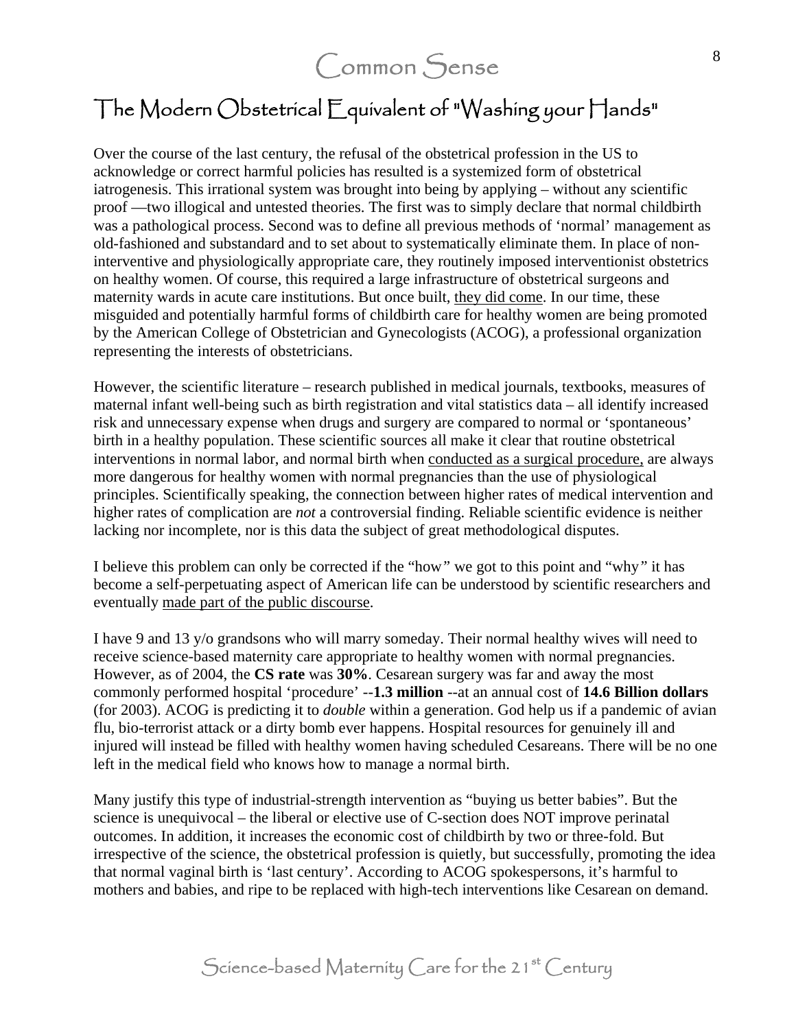# Common Sense

## The Modern Obstetrical Equivalent of "Washing your Hands"

Over the course of the last century, the refusal of the obstetrical profession in the US to acknowledge or correct harmful policies has resulted is a systemized form of obstetrical iatrogenesis. This irrational system was brought into being by applying – without any scientific proof —two illogical and untested theories. The first was to simply declare that normal childbirth was a pathological process. Second was to define all previous methods of 'normal' management as old-fashioned and substandard and to set about to systematically eliminate them. In place of non-interventive and physiologically appropriate care, they routinely imposed interventionist obstetrics on healthy women. Of course, this required a large infrastructure of obstetrical surgeons and maternity wards in acute care institutions. But once built, they did come. In our time, these misguided and potentially harmful forms of childbirth care for healthy women are being promoted by the American College of Obstetrician and Gynecologists (ACOG), a professional organization representing the interests of obstetricians.

However, the scientific literature – research published in medical journals, textbooks, measures of maternal infant well-being such as birth registration and vital statistics data – all identify increased risk and unnecessary expense when drugs and surgery are compared to normal or 'spontaneous' birth in a healthy population. These scientific sources all make it clear that routine obstetrical interventions in normal labor, and normal birth when conducted as a surgical procedure, are always more dangerous for healthy women with normal pregnancies than the use of physiological principles. Scientifically speaking, the connection between higher rates of medical intervention and higher rates of complication are *not* a controversial finding. Reliable scientific evidence is neither lacking nor incomplete, nor is this data the subject of great methodological disputes.

I believe this problem can only be corrected if the "how" we got to this point and "why" it has become a self-perpetuating aspect of American life can be understood by scientific researchers and eventually made part of the public discourse.

I have 9 and 13 y/o grandsons who will marry someday. Their normal healthy wives will need to receive science-based maternity care appropriate to healthy women with normal pregnancies. However, as of 2004, the **CS rate** was **30%**. Cesarean surgery was far and away the most commonly performed hospital 'procedure' --**1.3 million** --at an annual cost of **14.6 Billion dollars** (for 2003). ACOG is predicting it to *double* within a generation. God help us if a pandemic of avian flu, bio-terrorist attack or a dirty bomb ever happens. Hospital resources for genuinely ill and injured will instead be filled with healthy women having scheduled Cesareans. There will be no one left in the medical field who knows how to manage a normal birth.

Many justify this type of industrial-strength intervention as "buying us better babies". But the science is unequivocal – the liberal or elective use of C-section does NOT improve perinatal outcomes. In addition, it increases the economic cost of childbirth by two or three-fold. But irrespective of the science, the obstetrical profession is quietly, but successfully, promoting the idea that normal vaginal birth is 'last century'. According to ACOG spokespersons, it's harmful to mothers and babies, and ripe to be replaced with high-tech interventions like Cesarean on demand.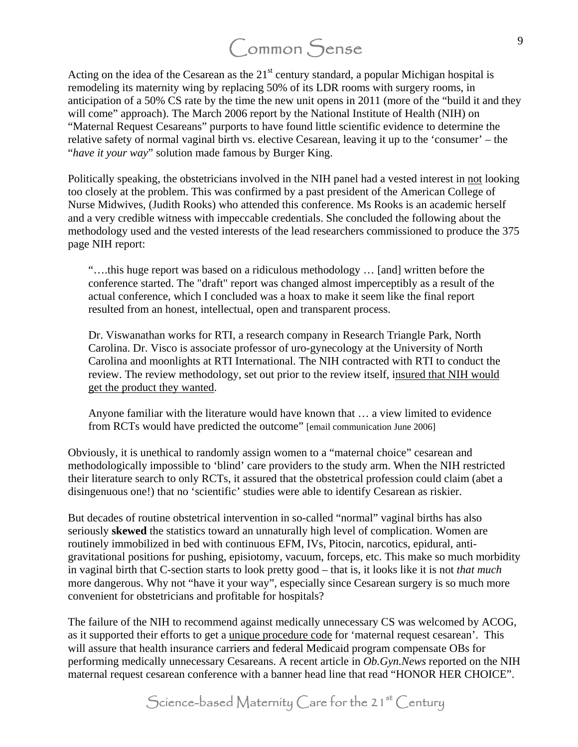Acting on the idea of the Cesarean as the 21st century standard, a popular Michigan hospital is remodeling its maternity wing by replacing 50% of its LDR rooms with surgery rooms, in anticipation of a 50% CS rate by the time the new unit opens in 2011 (more of the "build it and they will come" approach). The March 2006 report by the National Institute of Health (NIH) on "Maternal Request Cesareans" purports to have found little scientific evidence to determine the relative safety of normal vaginal birth vs. elective Cesarean, leaving it up to the 'consumer' – the "*have it your way*" solution made famous by Burger King.

Politically speaking, the obstetricians involved in the NIH panel had a vested interest in not looking too closely at the problem. This was confirmed by a past president of the American College of Nurse Midwives, (Judith Rooks) who attended this conference. Ms Rooks is an academic herself and a very credible witness with impeccable credentials. She concluded the following about the methodology used and the vested interests of the lead researchers commissioned to produce the 375 page NIH report:

> "….this huge report was based on a ridiculous methodology … [and] written before the conference started. The "draft" report was changed almost imperceptibly as a result of the actual conference, which I concluded was a hoax to make it seem like the final report resulted from an honest, intellectual, open and transparent process.
>
> Dr. Viswanathan works for RTI, a research company in Research Triangle Park, North Carolina. Dr. Visco is associate professor of uro-gynecology at the University of North Carolina and moonlights at RTI International. The NIH contracted with RTI to conduct the review. The review methodology, set out prior to the review itself, insured that NIH would get the product they wanted.
>
> Anyone familiar with the literature would have known that … a view limited to evidence from RCTs would have predicted the outcome" [email communication June 2006]

Obviously, it is unethical to randomly assign women to a "maternal choice" cesarean and methodologically impossible to 'blind' care providers to the study arm. When the NIH restricted their literature search to only RCTs, it assured that the obstetrical profession could claim (abet a disingenuous one!) that no 'scientific' studies were able to identify Cesarean as riskier.

But decades of routine obstetrical intervention in so-called "normal" vaginal births has also seriously **skewed** the statistics toward an unnaturally high level of complication. Women are routinely immobilized in bed with continuous EFM, IVs, Pitocin, narcotics, epidural, anti-gravitational positions for pushing, episiotomy, vacuum, forceps, etc. This make so much morbidity in vaginal birth that C-section starts to look pretty good – that is, it looks like it is not *that much* more dangerous. Why not "have it your way", especially since Cesarean surgery is so much more convenient for obstetricians and profitable for hospitals?

The failure of the NIH to recommend against medically unnecessary CS was welcomed by ACOG, as it supported their efforts to get a unique procedure code for 'maternal request cesarean'. This will assure that health insurance carriers and federal Medicaid program compensate OBs for performing medically unnecessary Cesareans. A recent article in *Ob.Gyn.News* reported on the NIH maternal request cesarean conference with a banner head line that read "HONOR HER CHOICE".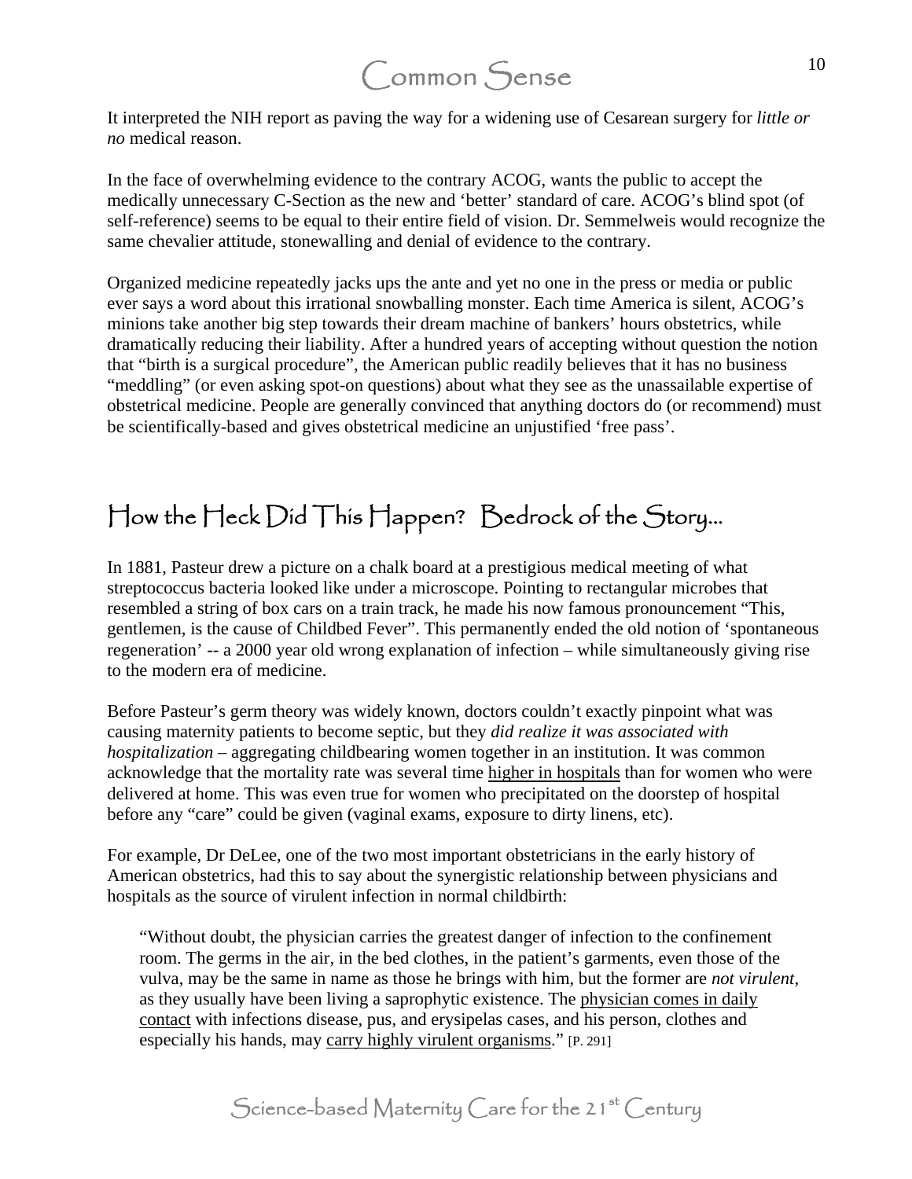It interpreted the NIH report as paving the way for a widening use of Cesarean surgery for *little or no* medical reason.

In the face of overwhelming evidence to the contrary ACOG, wants the public to accept the medically unnecessary C-Section as the new and 'better' standard of care. ACOG's blind spot (of self-reference) seems to be equal to their entire field of vision. Dr. Semmelweis would recognize the same chevalier attitude, stonewalling and denial of evidence to the contrary.

Organized medicine repeatedly jacks ups the ante and yet no one in the press or media or public ever says a word about this irrational snowballing monster. Each time America is silent, ACOG's minions take another big step towards their dream machine of bankers' hours obstetrics, while dramatically reducing their liability. After a hundred years of accepting without question the notion that "birth is a surgical procedure", the American public readily believes that it has no business "meddling" (or even asking spot-on questions) about what they see as the unassailable expertise of obstetrical medicine. People are generally convinced that anything doctors do (or recommend) must be scientifically-based and gives obstetrical medicine an unjustified 'free pass'.

## How the Heck Did This Happen? Bedrock of the Story…

In 1881, Pasteur drew a picture on a chalk board at a prestigious medical meeting of what streptococcus bacteria looked like under a microscope. Pointing to rectangular microbes that resembled a string of box cars on a train track, he made his now famous pronouncement "This, gentlemen, is the cause of Childbed Fever". This permanently ended the old notion of 'spontaneous regeneration' -- a 2000 year old wrong explanation of infection – while simultaneously giving rise to the modern era of medicine.

Before Pasteur's germ theory was widely known, doctors couldn't exactly pinpoint what was causing maternity patients to become septic, but they *did realize it was associated with hospitalization* – aggregating childbearing women together in an institution. It was common acknowledge that the mortality rate was several time higher in hospitals than for women who were delivered at home. This was even true for women who precipitated on the doorstep of hospital before any "care" could be given (vaginal exams, exposure to dirty linens, etc).

For example, Dr DeLee, one of the two most important obstetricians in the early history of American obstetrics, had this to say about the synergistic relationship between physicians and hospitals as the source of virulent infection in normal childbirth:

> "Without doubt, the physician carries the greatest danger of infection to the confinement room. The germs in the air, in the bed clothes, in the patient's garments, even those of the vulva, may be the same in name as those he brings with him, but the former are *not virulent*, as they usually have been living a saprophytic existence. The physician comes in daily contact with infections disease, pus, and erysipelas cases, and his person, clothes and especially his hands, may carry highly virulent organisms." [P. 291]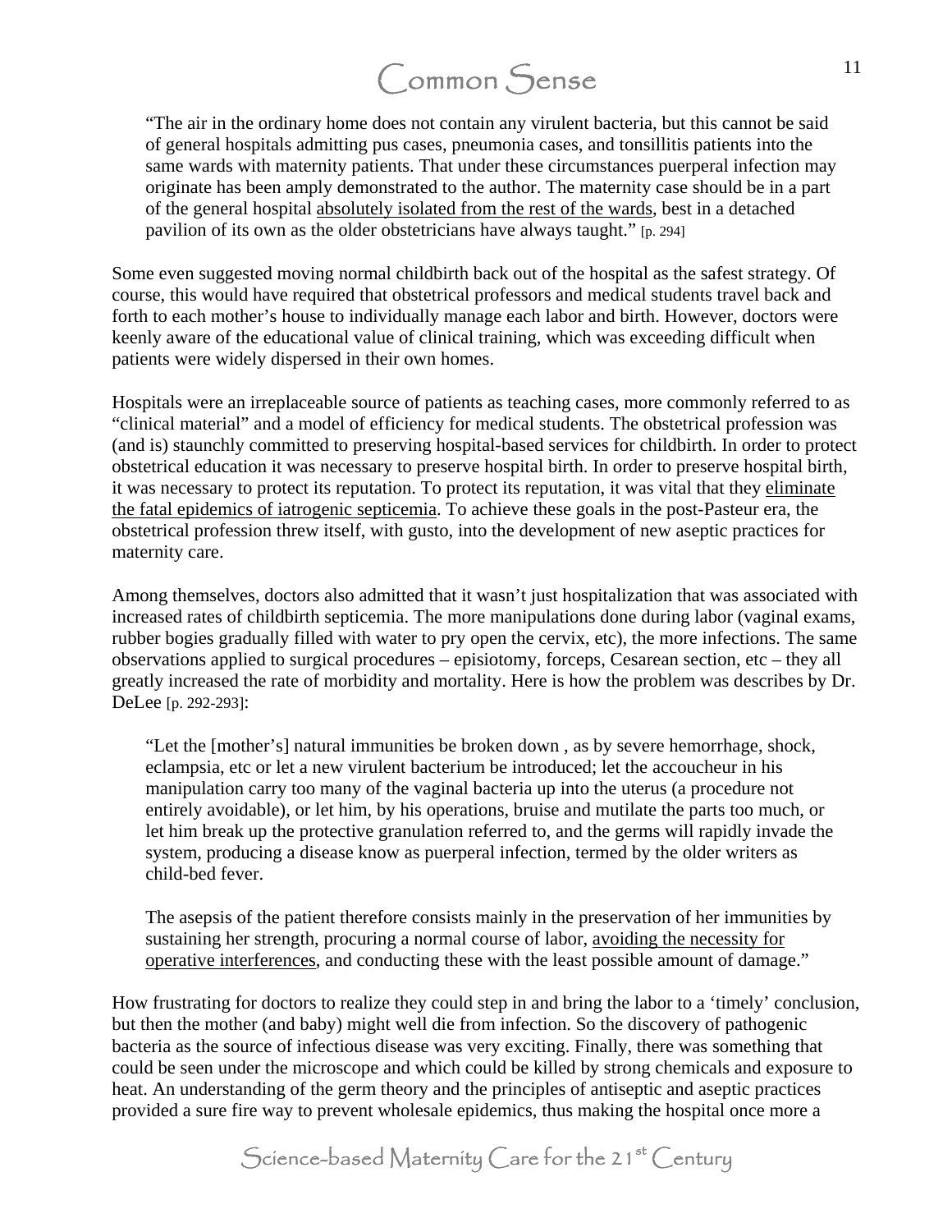> "The air in the ordinary home does not contain any virulent bacteria, but this cannot be said of general hospitals admitting pus cases, pneumonia cases, and tonsillitis patients into the same wards with maternity patients. That under these circumstances puerperal infection may originate has been amply demonstrated to the author. The maternity case should be in a part of the general hospital <u>absolutely isolated from the rest of the wards</u>, best in a detached pavilion of its own as the older obstetricians have always taught." [p. 294]

Some even suggested moving normal childbirth back out of the hospital as the safest strategy. Of course, this would have required that obstetrical professors and medical students travel back and forth to each mother's house to individually manage each labor and birth. However, doctors were keenly aware of the educational value of clinical training, which was exceeding difficult when patients were widely dispersed in their own homes.

Hospitals were an irreplaceable source of patients as teaching cases, more commonly referred to as "clinical material" and a model of efficiency for medical students. The obstetrical profession was (and is) staunchly committed to preserving hospital-based services for childbirth. In order to protect obstetrical education it was necessary to preserve hospital birth. In order to preserve hospital birth, it was necessary to protect its reputation. To protect its reputation, it was vital that they <u>eliminate the fatal epidemics of iatrogenic septicemia</u>. To achieve these goals in the post-Pasteur era, the obstetrical profession threw itself, with gusto, into the development of new aseptic practices for maternity care.

Among themselves, doctors also admitted that it wasn't just hospitalization that was associated with increased rates of childbirth septicemia. The more manipulations done during labor (vaginal exams, rubber bogies gradually filled with water to pry open the cervix, etc), the more infections. The same observations applied to surgical procedures – episiotomy, forceps, Cesarean section, etc – they all greatly increased the rate of morbidity and mortality. Here is how the problem was describes by Dr. DeLee [p. 292-293]:

> "Let the [mother's] natural immunities be broken down , as by severe hemorrhage, shock, eclampsia, etc or let a new virulent bacterium be introduced; let the accoucheur in his manipulation carry too many of the vaginal bacteria up into the uterus (a procedure not entirely avoidable), or let him, by his operations, bruise and mutilate the parts too much, or let him break up the protective granulation referred to, and the germs will rapidly invade the system, producing a disease know as puerperal infection, termed by the older writers as child-bed fever.
>
> The asepsis of the patient therefore consists mainly in the preservation of her immunities by sustaining her strength, procuring a normal course of labor, <u>avoiding the necessity for operative interferences</u>, and conducting these with the least possible amount of damage."

How frustrating for doctors to realize they could step in and bring the labor to a 'timely' conclusion, but then the mother (and baby) might well die from infection. So the discovery of pathogenic bacteria as the source of infectious disease was very exciting. Finally, there was something that could be seen under the microscope and which could be killed by strong chemicals and exposure to heat. An understanding of the germ theory and the principles of antiseptic and aseptic practices provided a sure fire way to prevent wholesale epidemics, thus making the hospital once more a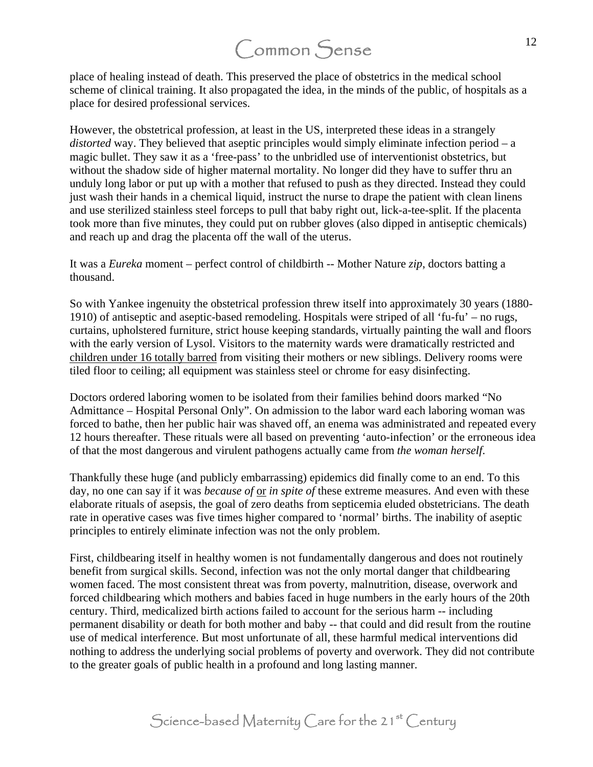place of healing instead of death. This preserved the place of obstetrics in the medical school scheme of clinical training. It also propagated the idea, in the minds of the public, of hospitals as a place for desired professional services.

However, the obstetrical profession, at least in the US, interpreted these ideas in a strangely *distorted* way. They believed that aseptic principles would simply eliminate infection period – a magic bullet. They saw it as a 'free-pass' to the unbridled use of interventionist obstetrics, but without the shadow side of higher maternal mortality. No longer did they have to suffer thru an unduly long labor or put up with a mother that refused to push as they directed. Instead they could just wash their hands in a chemical liquid, instruct the nurse to drape the patient with clean linens and use sterilized stainless steel forceps to pull that baby right out, lick-a-tee-split. If the placenta took more than five minutes, they could put on rubber gloves (also dipped in antiseptic chemicals) and reach up and drag the placenta off the wall of the uterus.

It was a *Eureka* moment – perfect control of childbirth -- Mother Nature *zip*, doctors batting a thousand.

So with Yankee ingenuity the obstetrical profession threw itself into approximately 30 years (1880-1910) of antiseptic and aseptic-based remodeling. Hospitals were striped of all 'fu-fu' – no rugs, curtains, upholstered furniture, strict house keeping standards, virtually painting the wall and floors with the early version of Lysol. Visitors to the maternity wards were dramatically restricted and <u>children under 16 totally barred</u> from visiting their mothers or new siblings. Delivery rooms were tiled floor to ceiling; all equipment was stainless steel or chrome for easy disinfecting.

Doctors ordered laboring women to be isolated from their families behind doors marked "No Admittance – Hospital Personal Only". On admission to the labor ward each laboring woman was forced to bathe, then her public hair was shaved off, an enema was administrated and repeated every 12 hours thereafter. These rituals were all based on preventing 'auto-infection' or the erroneous idea of that the most dangerous and virulent pathogens actually came from *the woman herself*.

Thankfully these huge (and publicly embarrassing) epidemics did finally come to an end. To this day, no one can say if it was *because of* <u>or</u> *in spite of* these extreme measures. And even with these elaborate rituals of asepsis, the goal of zero deaths from septicemia eluded obstetricians. The death rate in operative cases was five times higher compared to 'normal' births. The inability of aseptic principles to entirely eliminate infection was not the only problem.

First, childbearing itself in healthy women is not fundamentally dangerous and does not routinely benefit from surgical skills. Second, infection was not the only mortal danger that childbearing women faced. The most consistent threat was from poverty, malnutrition, disease, overwork and forced childbearing which mothers and babies faced in huge numbers in the early hours of the 20th century. Third, medicalized birth actions failed to account for the serious harm -- including permanent disability or death for both mother and baby -- that could and did result from the routine use of medical interference. But most unfortunate of all, these harmful medical interventions did nothing to address the underlying social problems of poverty and overwork. They did not contribute to the greater goals of public health in a profound and long lasting manner.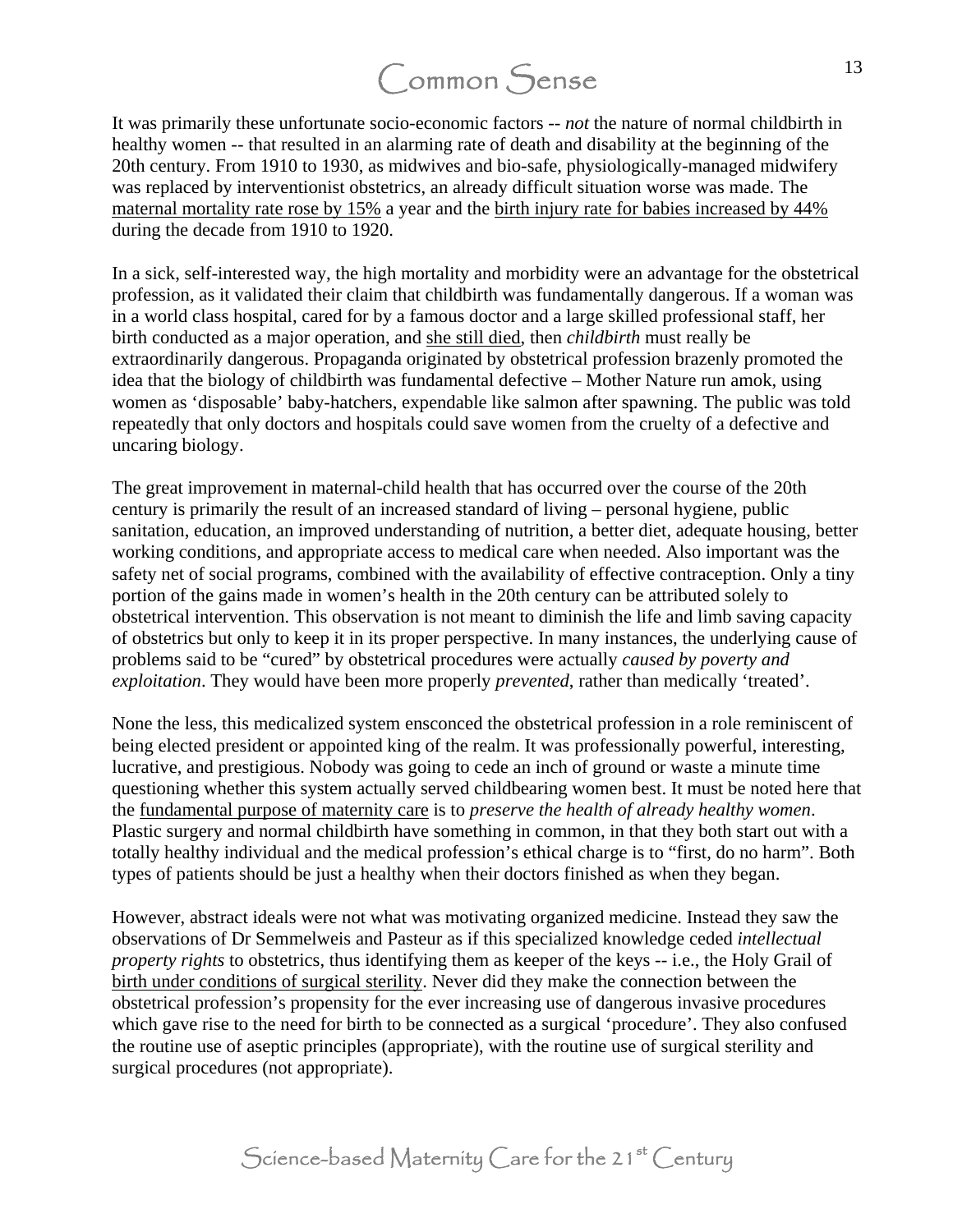It was primarily these unfortunate socio-economic factors -- *not* the nature of normal childbirth in healthy women -- that resulted in an alarming rate of death and disability at the beginning of the 20th century. From 1910 to 1930, as midwives and bio-safe, physiologically-managed midwifery was replaced by interventionist obstetrics, an already difficult situation worse was made. The maternal mortality rate rose by 15% a year and the birth injury rate for babies increased by 44% during the decade from 1910 to 1920.

In a sick, self-interested way, the high mortality and morbidity were an advantage for the obstetrical profession, as it validated their claim that childbirth was fundamentally dangerous. If a woman was in a world class hospital, cared for by a famous doctor and a large skilled professional staff, her birth conducted as a major operation, and she still died, then *childbirth* must really be extraordinarily dangerous. Propaganda originated by obstetrical profession brazenly promoted the idea that the biology of childbirth was fundamental defective – Mother Nature run amok, using women as 'disposable' baby-hatchers, expendable like salmon after spawning. The public was told repeatedly that only doctors and hospitals could save women from the cruelty of a defective and uncaring biology.

The great improvement in maternal-child health that has occurred over the course of the 20th century is primarily the result of an increased standard of living – personal hygiene, public sanitation, education, an improved understanding of nutrition, a better diet, adequate housing, better working conditions, and appropriate access to medical care when needed. Also important was the safety net of social programs, combined with the availability of effective contraception. Only a tiny portion of the gains made in women's health in the 20th century can be attributed solely to obstetrical intervention. This observation is not meant to diminish the life and limb saving capacity of obstetrics but only to keep it in its proper perspective. In many instances, the underlying cause of problems said to be "cured" by obstetrical procedures were actually *caused by poverty and exploitation*. They would have been more properly *prevented*, rather than medically 'treated'.

None the less, this medicalized system ensconced the obstetrical profession in a role reminiscent of being elected president or appointed king of the realm. It was professionally powerful, interesting, lucrative, and prestigious. Nobody was going to cede an inch of ground or waste a minute time questioning whether this system actually served childbearing women best. It must be noted here that the fundamental purpose of maternity care is to *preserve the health of already healthy women*. Plastic surgery and normal childbirth have something in common, in that they both start out with a totally healthy individual and the medical profession's ethical charge is to "first, do no harm". Both types of patients should be just a healthy when their doctors finished as when they began.

However, abstract ideals were not what was motivating organized medicine. Instead they saw the observations of Dr Semmelweis and Pasteur as if this specialized knowledge ceded *intellectual property rights* to obstetrics, thus identifying them as keeper of the keys -- i.e., the Holy Grail of birth under conditions of surgical sterility. Never did they make the connection between the obstetrical profession's propensity for the ever increasing use of dangerous invasive procedures which gave rise to the need for birth to be connected as a surgical 'procedure'. They also confused the routine use of aseptic principles (appropriate), with the routine use of surgical sterility and surgical procedures (not appropriate).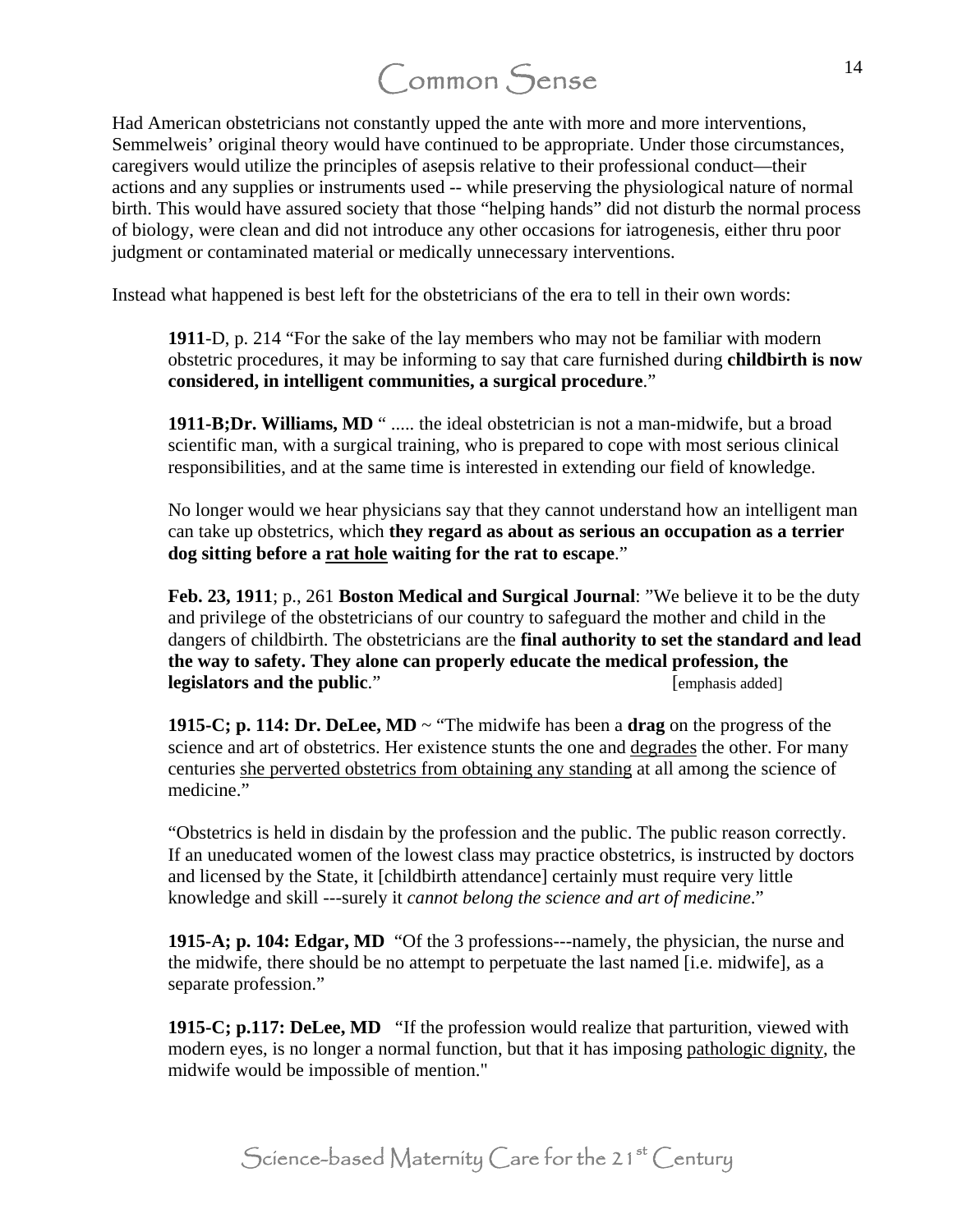Had American obstetricians not constantly upped the ante with more and more interventions, Semmelweis' original theory would have continued to be appropriate. Under those circumstances, caregivers would utilize the principles of asepsis relative to their professional conduct—their actions and any supplies or instruments used -- while preserving the physiological nature of normal birth. This would have assured society that those "helping hands" did not disturb the normal process of biology, were clean and did not introduce any other occasions for iatrogenesis, either thru poor judgment or contaminated material or medically unnecessary interventions.

Instead what happened is best left for the obstetricians of the era to tell in their own words:

> **1911**-D, p. 214 "For the sake of the lay members who may not be familiar with modern obstetric procedures, it may be informing to say that care furnished during **childbirth is now considered, in intelligent communities, a surgical procedure**."
>
> **1911-B;Dr. Williams, MD** " ..... the ideal obstetrician is not a man-midwife, but a broad scientific man, with a surgical training, who is prepared to cope with most serious clinical responsibilities, and at the same time is interested in extending our field of knowledge.
>
> No longer would we hear physicians say that they cannot understand how an intelligent man can take up obstetrics, which **they regard as about as serious an occupation as a terrier dog sitting before a <u>rat hole</u> waiting for the rat to escape**."
>
> **Feb. 23, 1911**; p., 261 **Boston Medical and Surgical Journal**: "We believe it to be the duty and privilege of the obstetricians of our country to safeguard the mother and child in the dangers of childbirth. The obstetricians are the **final authority to set the standard and lead the way to safety. They alone can properly educate the medical profession, the legislators and the public**." [emphasis added]
>
> **1915-C; p. 114: Dr. DeLee, MD** ~ "The midwife has been a **drag** on the progress of the science and art of obstetrics. Her existence stunts the one and <u>degrades</u> the other. For many centuries <u>she perverted obstetrics from obtaining any standing</u> at all among the science of medicine."
>
> "Obstetrics is held in disdain by the profession and the public. The public reason correctly. If an uneducated women of the lowest class may practice obstetrics, is instructed by doctors and licensed by the State, it [childbirth attendance] certainly must require very little knowledge and skill ---surely it *cannot belong the science and art of medicine*."
>
> **1915-A; p. 104: Edgar, MD** "Of the 3 professions---namely, the physician, the nurse and the midwife, there should be no attempt to perpetuate the last named [i.e. midwife], as a separate profession."
>
> **1915-C; p.117: DeLee, MD** "If the profession would realize that parturition, viewed with modern eyes, is no longer a normal function, but that it has imposing <u>pathologic dignity</u>, the midwife would be impossible of mention."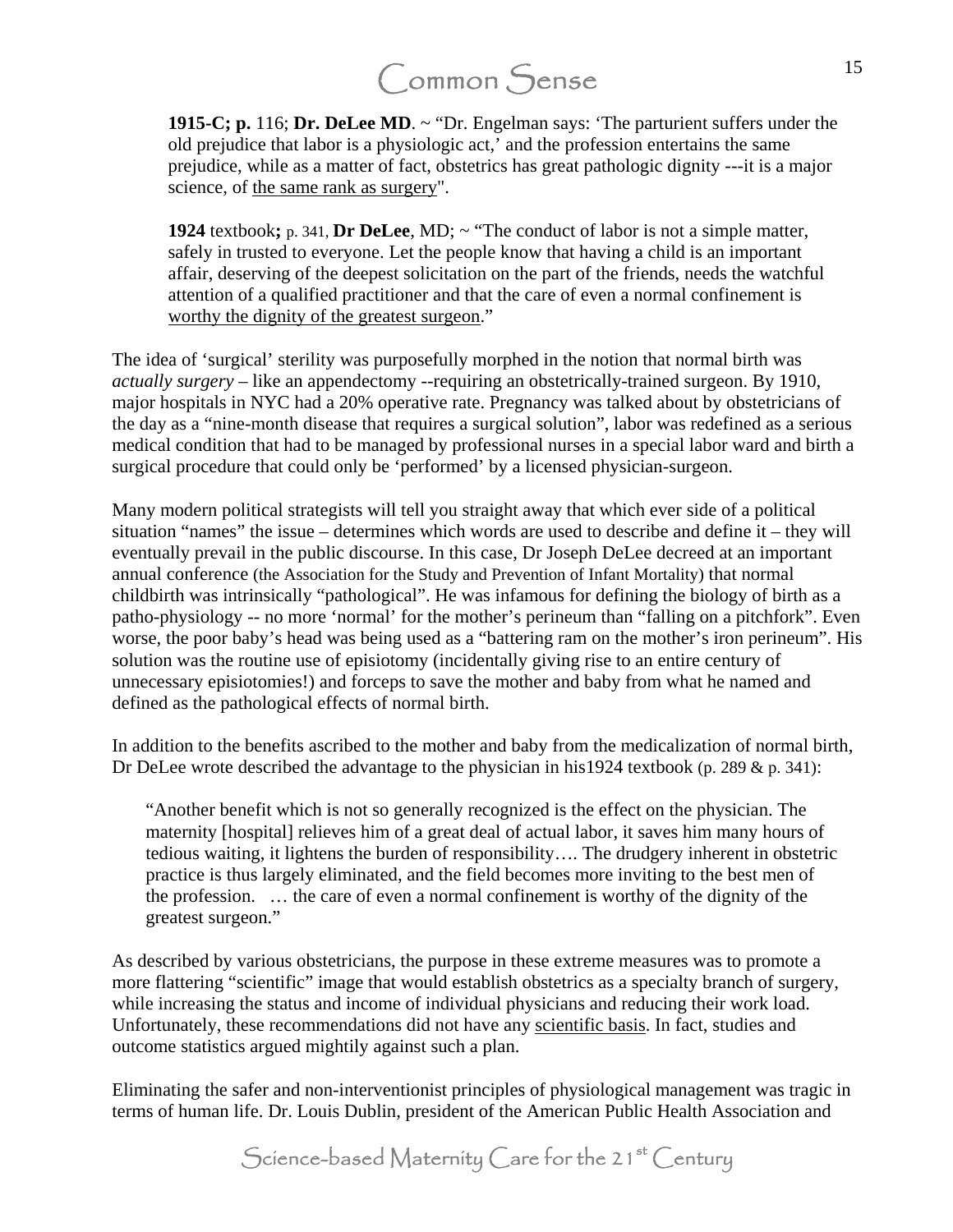> **1915-C; p.** 116; **Dr. DeLee MD**. ~ "Dr. Engelman says: 'The parturient suffers under the old prejudice that labor is a physiologic act,' and the profession entertains the same prejudice, while as a matter of fact, obstetrics has great pathologic dignity ---it is a major science, of <u>the same rank as surgery</u>".

> **1924** textbook**;** p. 341, **Dr DeLee**, MD; ~ "The conduct of labor is not a simple matter, safely in trusted to everyone. Let the people know that having a child is an important affair, deserving of the deepest solicitation on the part of the friends, needs the watchful attention of a qualified practitioner and that the care of even a normal confinement is <u>worthy the dignity of the greatest surgeon</u>."

The idea of 'surgical' sterility was purposefully morphed in the notion that normal birth was *actually surgery* – like an appendectomy --requiring an obstetrically-trained surgeon. By 1910, major hospitals in NYC had a 20% operative rate. Pregnancy was talked about by obstetricians of the day as a "nine-month disease that requires a surgical solution", labor was redefined as a serious medical condition that had to be managed by professional nurses in a special labor ward and birth a surgical procedure that could only be 'performed' by a licensed physician-surgeon.

Many modern political strategists will tell you straight away that which ever side of a political situation "names" the issue – determines which words are used to describe and define it – they will eventually prevail in the public discourse. In this case, Dr Joseph DeLee decreed at an important annual conference (the Association for the Study and Prevention of Infant Mortality) that normal childbirth was intrinsically "pathological". He was infamous for defining the biology of birth as a patho-physiology -- no more 'normal' for the mother's perineum than "falling on a pitchfork". Even worse, the poor baby's head was being used as a "battering ram on the mother's iron perineum". His solution was the routine use of episiotomy (incidentally giving rise to an entire century of unnecessary episiotomies!) and forceps to save the mother and baby from what he named and defined as the pathological effects of normal birth.

In addition to the benefits ascribed to the mother and baby from the medicalization of normal birth, Dr DeLee wrote described the advantage to the physician in his1924 textbook (p. 289 & p. 341):

> "Another benefit which is not so generally recognized is the effect on the physician. The maternity [hospital] relieves him of a great deal of actual labor, it saves him many hours of tedious waiting, it lightens the burden of responsibility…. The drudgery inherent in obstetric practice is thus largely eliminated, and the field becomes more inviting to the best men of the profession. … the care of even a normal confinement is worthy of the dignity of the greatest surgeon."

As described by various obstetricians, the purpose in these extreme measures was to promote a more flattering "scientific" image that would establish obstetrics as a specialty branch of surgery, while increasing the status and income of individual physicians and reducing their work load. Unfortunately, these recommendations did not have any <u>scientific basis</u>. In fact, studies and outcome statistics argued mightily against such a plan.

Eliminating the safer and non-interventionist principles of physiological management was tragic in terms of human life. Dr. Louis Dublin, president of the American Public Health Association and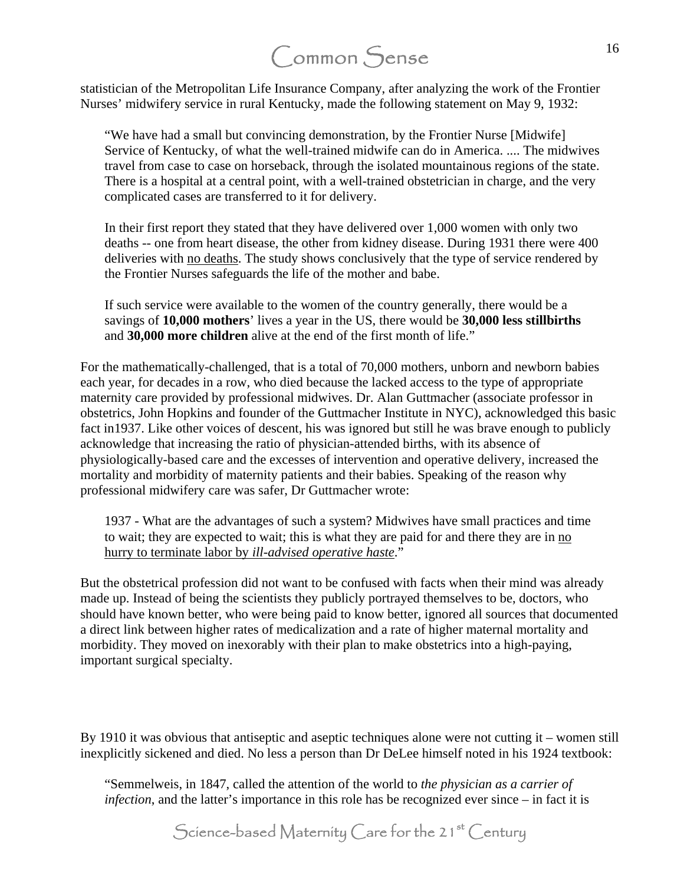statistician of the Metropolitan Life Insurance Company, after analyzing the work of the Frontier Nurses' midwifery service in rural Kentucky, made the following statement on May 9, 1932:

> "We have had a small but convincing demonstration, by the Frontier Nurse [Midwife] Service of Kentucky, of what the well-trained midwife can do in America. .... The midwives travel from case to case on horseback, through the isolated mountainous regions of the state. There is a hospital at a central point, with a well-trained obstetrician in charge, and the very complicated cases are transferred to it for delivery.
>
> In their first report they stated that they have delivered over 1,000 women with only two deaths -- one from heart disease, the other from kidney disease. During 1931 there were 400 deliveries with no deaths. The study shows conclusively that the type of service rendered by the Frontier Nurses safeguards the life of the mother and babe.
>
> If such service were available to the women of the country generally, there would be a savings of **10,000 mothers**' lives a year in the US, there would be **30,000 less stillbirths** and **30,000 more children** alive at the end of the first month of life."

For the mathematically-challenged, that is a total of 70,000 mothers, unborn and newborn babies each year, for decades in a row, who died because the lacked access to the type of appropriate maternity care provided by professional midwives. Dr. Alan Guttmacher (associate professor in obstetrics, John Hopkins and founder of the Guttmacher Institute in NYC), acknowledged this basic fact in1937. Like other voices of descent, his was ignored but still he was brave enough to publicly acknowledge that increasing the ratio of physician-attended births, with its absence of physiologically-based care and the excesses of intervention and operative delivery, increased the mortality and morbidity of maternity patients and their babies. Speaking of the reason why professional midwifery care was safer, Dr Guttmacher wrote:

> 1937 - What are the advantages of such a system? Midwives have small practices and time to wait; they are expected to wait; this is what they are paid for and there they are in no hurry to terminate labor by *ill-advised operative haste*."

But the obstetrical profession did not want to be confused with facts when their mind was already made up. Instead of being the scientists they publicly portrayed themselves to be, doctors, who should have known better, who were being paid to know better, ignored all sources that documented a direct link between higher rates of medicalization and a rate of higher maternal mortality and morbidity. They moved on inexorably with their plan to make obstetrics into a high-paying, important surgical specialty.

By 1910 it was obvious that antiseptic and aseptic techniques alone were not cutting it – women still inexplicitly sickened and died. No less a person than Dr DeLee himself noted in his 1924 textbook:

> "Semmelweis, in 1847, called the attention of the world to *the physician as a carrier of infection*, and the latter's importance in this role has be recognized ever since – in fact it is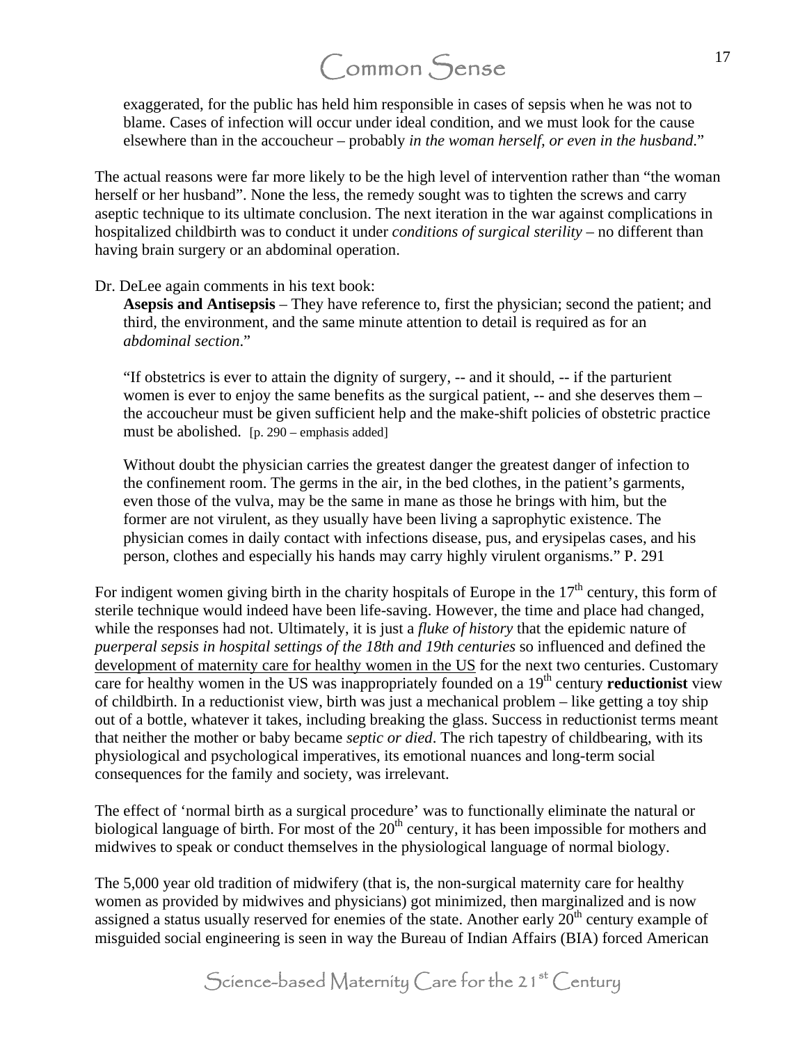exaggerated, for the public has held him responsible in cases of sepsis when he was not to blame. Cases of infection will occur under ideal condition, and we must look for the cause elsewhere than in the accoucheur – probably *in the woman herself, or even in the husband*."

The actual reasons were far more likely to be the high level of intervention rather than "the woman herself or her husband". None the less, the remedy sought was to tighten the screws and carry aseptic technique to its ultimate conclusion. The next iteration in the war against complications in hospitalized childbirth was to conduct it under *conditions of surgical sterility* – no different than having brain surgery or an abdominal operation.

Dr. DeLee again comments in his text book:

> **Asepsis and Antisepsis** – They have reference to, first the physician; second the patient; and third, the environment, and the same minute attention to detail is required as for an *abdominal section*."
>
> "If obstetrics is ever to attain the dignity of surgery, -- and it should, -- if the parturient women is ever to enjoy the same benefits as the surgical patient, -- and she deserves them – the accoucheur must be given sufficient help and the make-shift policies of obstetric practice must be abolished. [p. 290 – emphasis added]
>
> Without doubt the physician carries the greatest danger the greatest danger of infection to the confinement room. The germs in the air, in the bed clothes, in the patient's garments, even those of the vulva, may be the same in mane as those he brings with him, but the former are not virulent, as they usually have been living a saprophytic existence. The physician comes in daily contact with infections disease, pus, and erysipelas cases, and his person, clothes and especially his hands may carry highly virulent organisms." P. 291

For indigent women giving birth in the charity hospitals of Europe in the 17th century, this form of sterile technique would indeed have been life-saving. However, the time and place had changed, while the responses had not. Ultimately, it is just a *fluke of history* that the epidemic nature of *puerperal sepsis in hospital settings of the 18th and 19th centuries* so influenced and defined the development of maternity care for healthy women in the US for the next two centuries. Customary care for healthy women in the US was inappropriately founded on a 19th century **reductionist** view of childbirth. In a reductionist view, birth was just a mechanical problem – like getting a toy ship out of a bottle, whatever it takes, including breaking the glass. Success in reductionist terms meant that neither the mother or baby became *septic or died*. The rich tapestry of childbearing, with its physiological and psychological imperatives, its emotional nuances and long-term social consequences for the family and society, was irrelevant.

The effect of 'normal birth as a surgical procedure' was to functionally eliminate the natural or biological language of birth. For most of the 20th century, it has been impossible for mothers and midwives to speak or conduct themselves in the physiological language of normal biology.

The 5,000 year old tradition of midwifery (that is, the non-surgical maternity care for healthy women as provided by midwives and physicians) got minimized, then marginalized and is now assigned a status usually reserved for enemies of the state. Another early 20th century example of misguided social engineering is seen in way the Bureau of Indian Affairs (BIA) forced American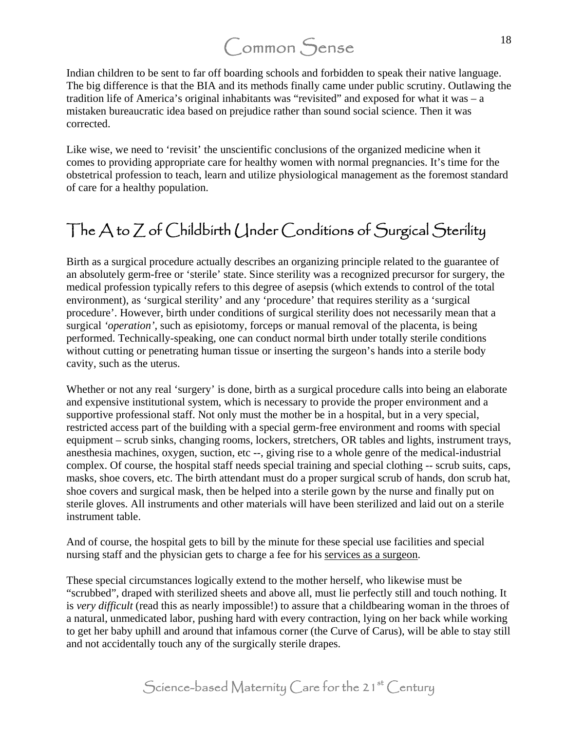Indian children to be sent to far off boarding schools and forbidden to speak their native language. The big difference is that the BIA and its methods finally came under public scrutiny. Outlawing the tradition life of America's original inhabitants was "revisited" and exposed for what it was – a mistaken bureaucratic idea based on prejudice rather than sound social science. Then it was corrected.

Like wise, we need to 'revisit' the unscientific conclusions of the organized medicine when it comes to providing appropriate care for healthy women with normal pregnancies. It's time for the obstetrical profession to teach, learn and utilize physiological management as the foremost standard of care for a healthy population.

## The A to Z of Childbirth Under Conditions of Surgical Sterility

Birth as a surgical procedure actually describes an organizing principle related to the guarantee of an absolutely germ-free or 'sterile' state. Since sterility was a recognized precursor for surgery, the medical profession typically refers to this degree of asepsis (which extends to control of the total environment), as 'surgical sterility' and any 'procedure' that requires sterility as a 'surgical procedure'. However, birth under conditions of surgical sterility does not necessarily mean that a surgical *'operation'*, such as episiotomy, forceps or manual removal of the placenta, is being performed. Technically-speaking, one can conduct normal birth under totally sterile conditions without cutting or penetrating human tissue or inserting the surgeon's hands into a sterile body cavity, such as the uterus.

Whether or not any real 'surgery' is done, birth as a surgical procedure calls into being an elaborate and expensive institutional system, which is necessary to provide the proper environment and a supportive professional staff. Not only must the mother be in a hospital, but in a very special, restricted access part of the building with a special germ-free environment and rooms with special equipment – scrub sinks, changing rooms, lockers, stretchers, OR tables and lights, instrument trays, anesthesia machines, oxygen, suction, etc --, giving rise to a whole genre of the medical-industrial complex. Of course, the hospital staff needs special training and special clothing -- scrub suits, caps, masks, shoe covers, etc. The birth attendant must do a proper surgical scrub of hands, don scrub hat, shoe covers and surgical mask, then be helped into a sterile gown by the nurse and finally put on sterile gloves. All instruments and other materials will have been sterilized and laid out on a sterile instrument table.

And of course, the hospital gets to bill by the minute for these special use facilities and special nursing staff and the physician gets to charge a fee for his <u>services as a surgeon</u>.

These special circumstances logically extend to the mother herself, who likewise must be "scrubbed", draped with sterilized sheets and above all, must lie perfectly still and touch nothing. It is *very difficult* (read this as nearly impossible!) to assure that a childbearing woman in the throes of a natural, unmedicated labor, pushing hard with every contraction, lying on her back while working to get her baby uphill and around that infamous corner (the Curve of Carus), will be able to stay still and not accidentally touch any of the surgically sterile drapes.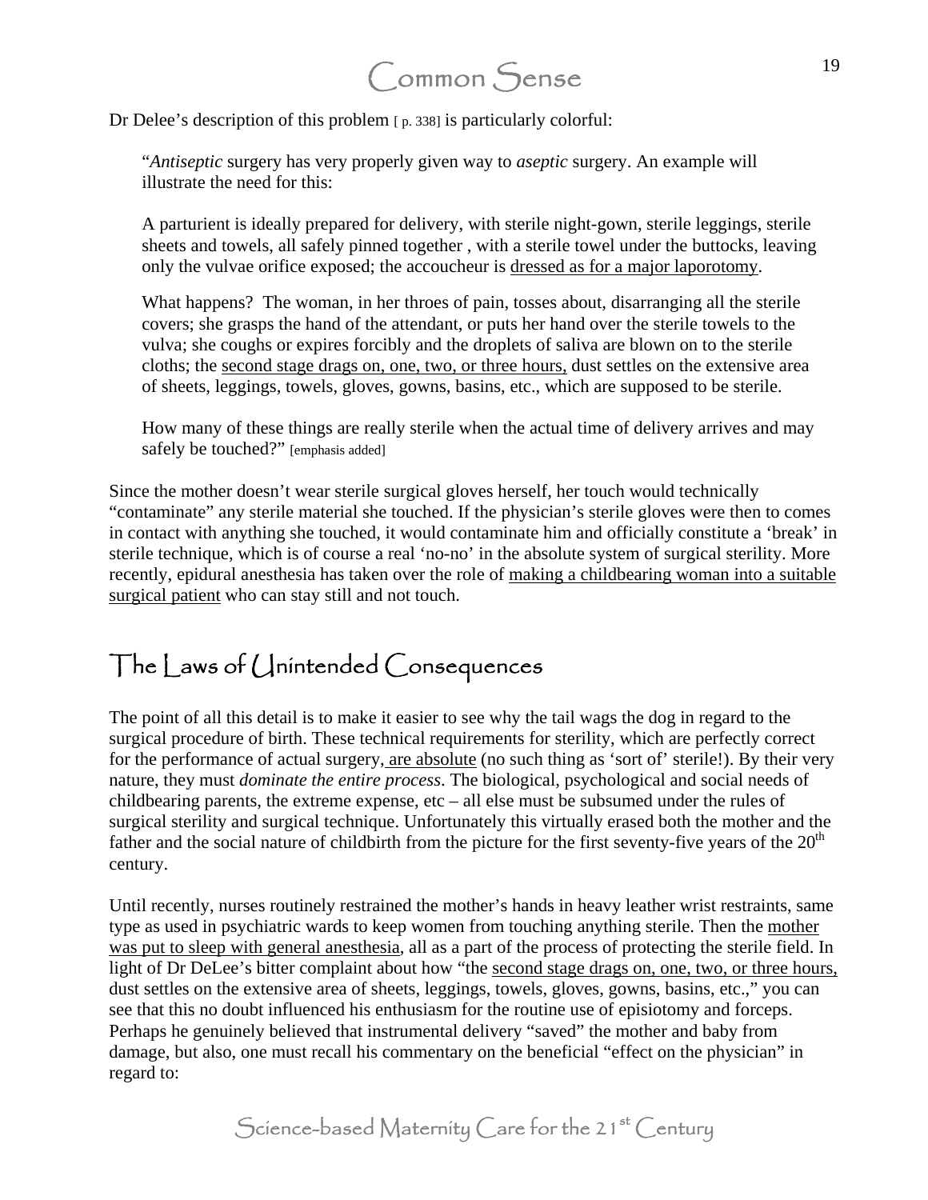Dr Delee's description of this problem [ p. 338] is particularly colorful:

> "*Antiseptic* surgery has very properly given way to *aseptic* surgery. An example will illustrate the need for this:
>
> A parturient is ideally prepared for delivery, with sterile night-gown, sterile leggings, sterile sheets and towels, all safely pinned together , with a sterile towel under the buttocks, leaving only the vulvae orifice exposed; the accoucheur is <u>dressed as for a major laporotomy</u>.
>
> What happens? The woman, in her throes of pain, tosses about, disarranging all the sterile covers; she grasps the hand of the attendant, or puts her hand over the sterile towels to the vulva; she coughs or expires forcibly and the droplets of saliva are blown on to the sterile cloths; the <u>second stage drags on, one, two, or three hours,</u> dust settles on the extensive area of sheets, leggings, towels, gloves, gowns, basins, etc., which are supposed to be sterile.
>
> How many of these things are really sterile when the actual time of delivery arrives and may safely be touched?" [emphasis added]

Since the mother doesn't wear sterile surgical gloves herself, her touch would technically "contaminate" any sterile material she touched. If the physician's sterile gloves were then to comes in contact with anything she touched, it would contaminate him and officially constitute a 'break' in sterile technique, which is of course a real 'no-no' in the absolute system of surgical sterility. More recently, epidural anesthesia has taken over the role of <u>making a childbearing woman into a suitable surgical patient</u> who can stay still and not touch.

## The Laws of Unintended Consequences

The point of all this detail is to make it easier to see why the tail wags the dog in regard to the surgical procedure of birth. These technical requirements for sterility, which are perfectly correct for the performance of actual surgery, <u>are absolute</u> (no such thing as 'sort of' sterile!). By their very nature, they must *dominate the entire process*. The biological, psychological and social needs of childbearing parents, the extreme expense, etc – all else must be subsumed under the rules of surgical sterility and surgical technique. Unfortunately this virtually erased both the mother and the father and the social nature of childbirth from the picture for the first seventy-five years of the 20th century.

Until recently, nurses routinely restrained the mother's hands in heavy leather wrist restraints, same type as used in psychiatric wards to keep women from touching anything sterile. Then the <u>mother was put to sleep with general anesthesia</u>, all as a part of the process of protecting the sterile field. In light of Dr DeLee's bitter complaint about how "the <u>second stage drags on, one, two, or three hours,</u> dust settles on the extensive area of sheets, leggings, towels, gloves, gowns, basins, etc.," you can see that this no doubt influenced his enthusiasm for the routine use of episiotomy and forceps. Perhaps he genuinely believed that instrumental delivery "saved" the mother and baby from damage, but also, one must recall his commentary on the beneficial "effect on the physician" in regard to: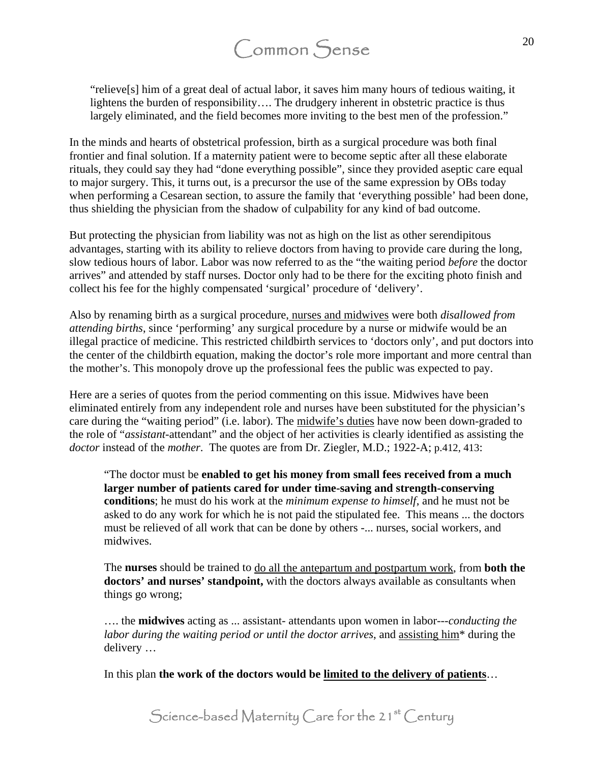> "relieve[s] him of a great deal of actual labor, it saves him many hours of tedious waiting, it lightens the burden of responsibility…. The drudgery inherent in obstetric practice is thus largely eliminated, and the field becomes more inviting to the best men of the profession."

In the minds and hearts of obstetrical profession, birth as a surgical procedure was both final frontier and final solution. If a maternity patient were to become septic after all these elaborate rituals, they could say they had "done everything possible", since they provided aseptic care equal to major surgery. This, it turns out, is a precursor the use of the same expression by OBs today when performing a Cesarean section, to assure the family that 'everything possible' had been done, thus shielding the physician from the shadow of culpability for any kind of bad outcome.

But protecting the physician from liability was not as high on the list as other serendipitous advantages, starting with its ability to relieve doctors from having to provide care during the long, slow tedious hours of labor. Labor was now referred to as the "the waiting period *before* the doctor arrives" and attended by staff nurses. Doctor only had to be there for the exciting photo finish and collect his fee for the highly compensated 'surgical' procedure of 'delivery'.

Also by renaming birth as a surgical procedure, nurses and midwives were both *disallowed from attending births*, since 'performing' any surgical procedure by a nurse or midwife would be an illegal practice of medicine. This restricted childbirth services to 'doctors only', and put doctors into the center of the childbirth equation, making the doctor's role more important and more central than the mother's. This monopoly drove up the professional fees the public was expected to pay.

Here are a series of quotes from the period commenting on this issue. Midwives have been eliminated entirely from any independent role and nurses have been substituted for the physician's care during the "waiting period" (i.e. labor). The midwife's duties have now been down-graded to the role of "*assistant*-attendant" and the object of her activities is clearly identified as assisting the *doctor* instead of the *mother*. The quotes are from Dr. Ziegler, M.D.; 1922-A; p.412, 413:

> "The doctor must be **enabled to get his money from small fees received from a much larger number of patients cared for under time-saving and strength-conserving conditions**; he must do his work at the *minimum expense to himself*, and he must not be asked to do any work for which he is not paid the stipulated fee. This means ... the doctors must be relieved of all work that can be done by others -... nurses, social workers, and midwives.
>
> The **nurses** should be trained to do all the antepartum and postpartum work, from **both the doctors' and nurses' standpoint,** with the doctors always available as consultants when things go wrong;
>
> …. the **midwives** acting as ... assistant- attendants upon women in labor---*conducting the labor during the waiting period or until the doctor arrives*, and assisting him* during the delivery …
>
> In this plan **the work of the doctors would be limited to the delivery of patients**…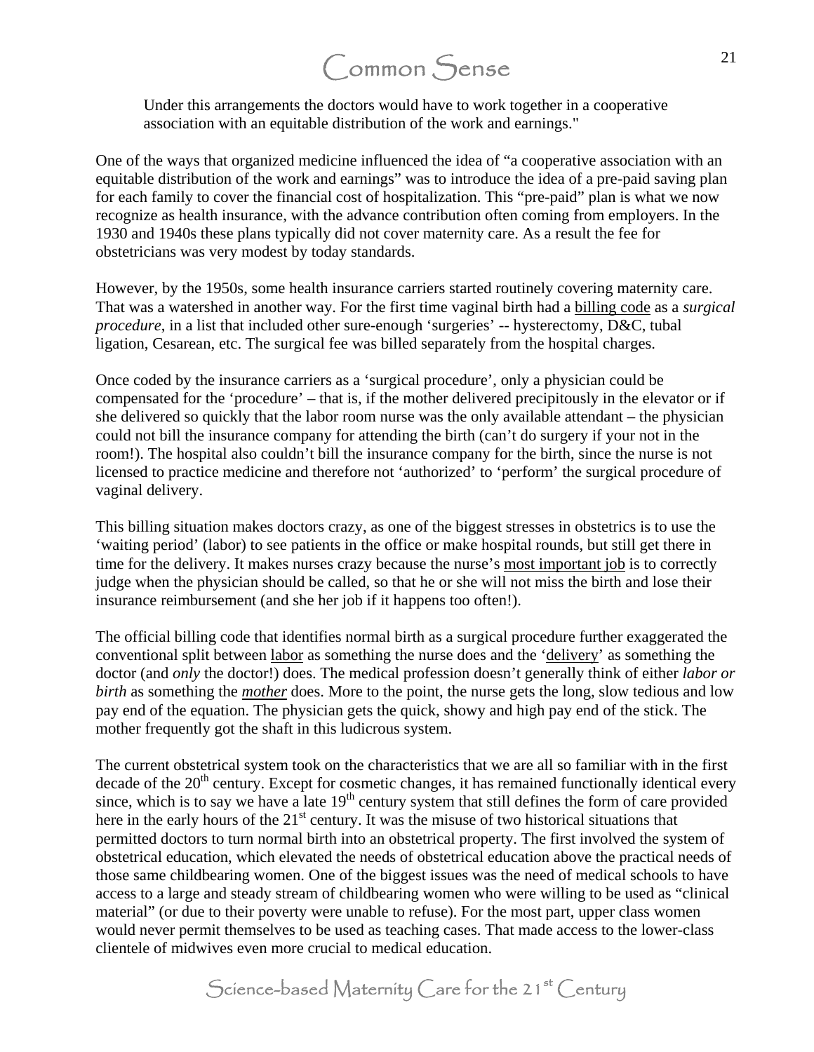> Under this arrangements the doctors would have to work together in a cooperative association with an equitable distribution of the work and earnings."

One of the ways that organized medicine influenced the idea of "a cooperative association with an equitable distribution of the work and earnings" was to introduce the idea of a pre-paid saving plan for each family to cover the financial cost of hospitalization. This "pre-paid" plan is what we now recognize as health insurance, with the advance contribution often coming from employers. In the 1930 and 1940s these plans typically did not cover maternity care. As a result the fee for obstetricians was very modest by today standards.

However, by the 1950s, some health insurance carriers started routinely covering maternity care. That was a watershed in another way. For the first time vaginal birth had a billing code as a *surgical procedure*, in a list that included other sure-enough 'surgeries' -- hysterectomy, D&C, tubal ligation, Cesarean, etc. The surgical fee was billed separately from the hospital charges.

Once coded by the insurance carriers as a 'surgical procedure', only a physician could be compensated for the 'procedure' – that is, if the mother delivered precipitously in the elevator or if she delivered so quickly that the labor room nurse was the only available attendant – the physician could not bill the insurance company for attending the birth (can't do surgery if your not in the room!). The hospital also couldn't bill the insurance company for the birth, since the nurse is not licensed to practice medicine and therefore not 'authorized' to 'perform' the surgical procedure of vaginal delivery.

This billing situation makes doctors crazy, as one of the biggest stresses in obstetrics is to use the 'waiting period' (labor) to see patients in the office or make hospital rounds, but still get there in time for the delivery. It makes nurses crazy because the nurse's most important job is to correctly judge when the physician should be called, so that he or she will not miss the birth and lose their insurance reimbursement (and she her job if it happens too often!).

The official billing code that identifies normal birth as a surgical procedure further exaggerated the conventional split between labor as something the nurse does and the 'delivery' as something the doctor (and *only* the doctor!) does. The medical profession doesn't generally think of either *labor or birth* as something the ***mother*** does. More to the point, the nurse gets the long, slow tedious and low pay end of the equation. The physician gets the quick, showy and high pay end of the stick. The mother frequently got the shaft in this ludicrous system.

The current obstetrical system took on the characteristics that we are all so familiar with in the first decade of the 20th century. Except for cosmetic changes, it has remained functionally identical every since, which is to say we have a late 19th century system that still defines the form of care provided here in the early hours of the 21st century. It was the misuse of two historical situations that permitted doctors to turn normal birth into an obstetrical property. The first involved the system of obstetrical education, which elevated the needs of obstetrical education above the practical needs of those same childbearing women. One of the biggest issues was the need of medical schools to have access to a large and steady stream of childbearing women who were willing to be used as "clinical material" (or due to their poverty were unable to refuse). For the most part, upper class women would never permit themselves to be used as teaching cases. That made access to the lower-class clientele of midwives even more crucial to medical education.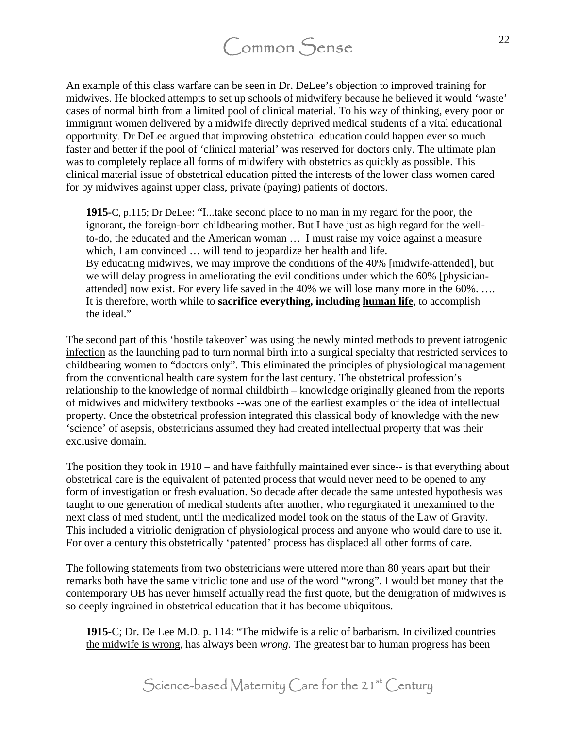An example of this class warfare can be seen in Dr. DeLee's objection to improved training for midwives. He blocked attempts to set up schools of midwifery because he believed it would 'waste' cases of normal birth from a limited pool of clinical material. To his way of thinking, every poor or immigrant women delivered by a midwife directly deprived medical students of a vital educational opportunity. Dr DeLee argued that improving obstetrical education could happen ever so much faster and better if the pool of 'clinical material' was reserved for doctors only. The ultimate plan was to completely replace all forms of midwifery with obstetrics as quickly as possible. This clinical material issue of obstetrical education pitted the interests of the lower class women cared for by midwives against upper class, private (paying) patients of doctors.

> **1915**-C, p.115; Dr DeLee: "I...take second place to no man in my regard for the poor, the ignorant, the foreign-born childbearing mother. But I have just as high regard for the well-to-do, the educated and the American woman … I must raise my voice against a measure which, I am convinced … will tend to jeopardize her health and life.
> By educating midwives, we may improve the conditions of the 40% [midwife-attended], but we will delay progress in ameliorating the evil conditions under which the 60% [physician-attended] now exist. For every life saved in the 40% we will lose many more in the 60%. …. It is therefore, worth while to **sacrifice everything, including <u>human life</u>**, to accomplish the ideal."

The second part of this 'hostile takeover' was using the newly minted methods to prevent <u>iatrogenic infection</u> as the launching pad to turn normal birth into a surgical specialty that restricted services to childbearing women to "doctors only". This eliminated the principles of physiological management from the conventional health care system for the last century. The obstetrical profession's relationship to the knowledge of normal childbirth – knowledge originally gleaned from the reports of midwives and midwifery textbooks --was one of the earliest examples of the idea of intellectual property. Once the obstetrical profession integrated this classical body of knowledge with the new 'science' of asepsis, obstetricians assumed they had created intellectual property that was their exclusive domain.

The position they took in 1910 – and have faithfully maintained ever since-- is that everything about obstetrical care is the equivalent of patented process that would never need to be opened to any form of investigation or fresh evaluation. So decade after decade the same untested hypothesis was taught to one generation of medical students after another, who regurgitated it unexamined to the next class of med student, until the medicalized model took on the status of the Law of Gravity. This included a vitriolic denigration of physiological process and anyone who would dare to use it. For over a century this obstetrically 'patented' process has displaced all other forms of care.

The following statements from two obstetricians were uttered more than 80 years apart but their remarks both have the same vitriolic tone and use of the word "wrong". I would bet money that the contemporary OB has never himself actually read the first quote, but the denigration of midwives is so deeply ingrained in obstetrical education that it has become ubiquitous.

> **1915**-C; Dr. De Lee M.D. p. 114: "The midwife is a relic of barbarism. In civilized countries <u>the midwife is wrong</u>, has always been *wrong*. The greatest bar to human progress has been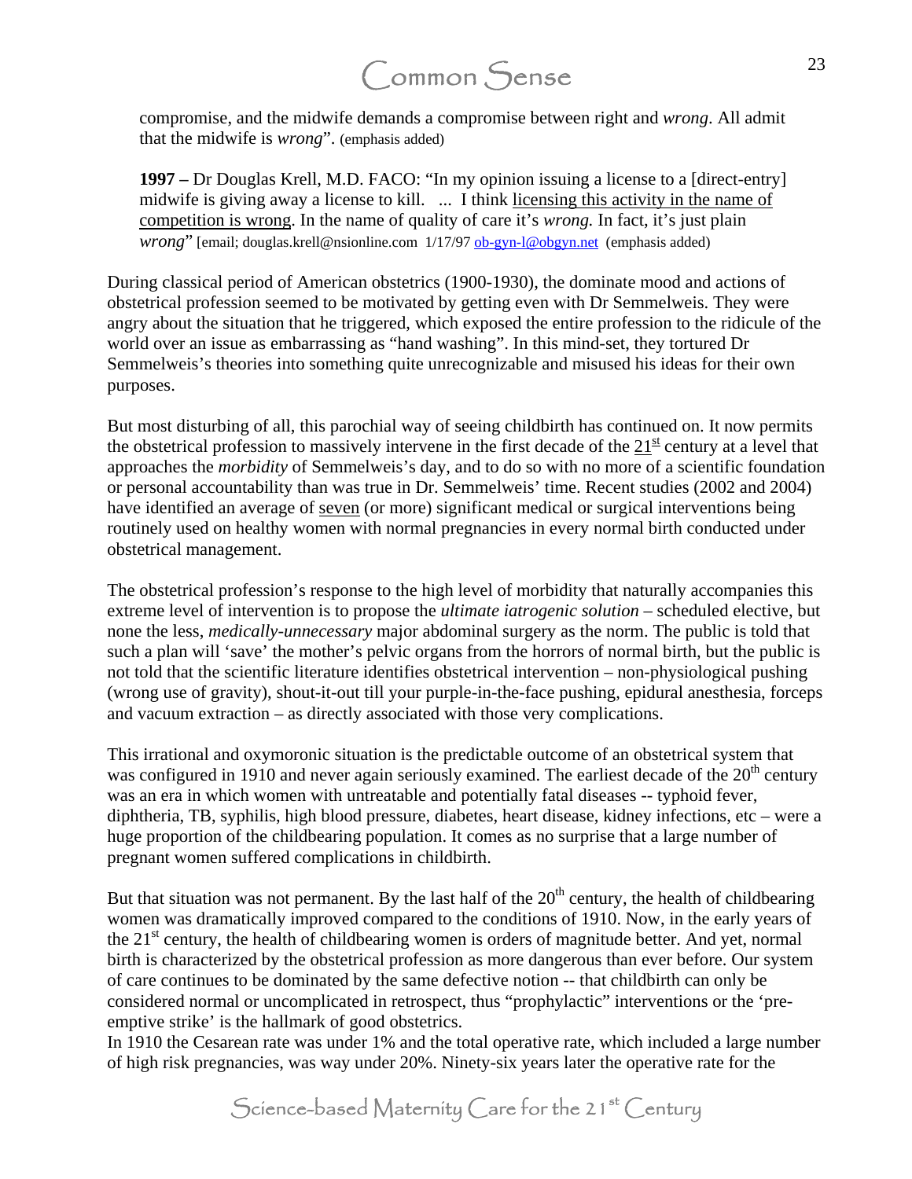compromise, and the midwife demands a compromise between right and *wrong*. All admit that the midwife is *wrong*". (emphasis added)

**1997 –** Dr Douglas Krell, M.D. FACO: "In my opinion issuing a license to a [direct-entry] midwife is giving away a license to kill. ... I think licensing this activity in the name of competition is wrong. In the name of quality of care it's *wrong.* In fact, it's just plain *wrong*" [email; douglas.krell@nsionline.com 1/17/97 ob-gyn-l@obgyn.net (emphasis added)

During classical period of American obstetrics (1900-1930), the dominate mood and actions of obstetrical profession seemed to be motivated by getting even with Dr Semmelweis. They were angry about the situation that he triggered, which exposed the entire profession to the ridicule of the world over an issue as embarrassing as "hand washing". In this mind-set, they tortured Dr Semmelweis's theories into something quite unrecognizable and misused his ideas for their own purposes.

But most disturbing of all, this parochial way of seeing childbirth has continued on. It now permits the obstetrical profession to massively intervene in the first decade of the 21st century at a level that approaches the *morbidity* of Semmelweis's day, and to do so with no more of a scientific foundation or personal accountability than was true in Dr. Semmelweis' time. Recent studies (2002 and 2004) have identified an average of seven (or more) significant medical or surgical interventions being routinely used on healthy women with normal pregnancies in every normal birth conducted under obstetrical management.

The obstetrical profession's response to the high level of morbidity that naturally accompanies this extreme level of intervention is to propose the *ultimate iatrogenic solution* – scheduled elective, but none the less, *medically-unnecessary* major abdominal surgery as the norm. The public is told that such a plan will 'save' the mother's pelvic organs from the horrors of normal birth, but the public is not told that the scientific literature identifies obstetrical intervention – non-physiological pushing (wrong use of gravity), shout-it-out till your purple-in-the-face pushing, epidural anesthesia, forceps and vacuum extraction – as directly associated with those very complications.

This irrational and oxymoronic situation is the predictable outcome of an obstetrical system that was configured in 1910 and never again seriously examined. The earliest decade of the 20th century was an era in which women with untreatable and potentially fatal diseases -- typhoid fever, diphtheria, TB, syphilis, high blood pressure, diabetes, heart disease, kidney infections, etc – were a huge proportion of the childbearing population. It comes as no surprise that a large number of pregnant women suffered complications in childbirth.

But that situation was not permanent. By the last half of the 20th century, the health of childbearing women was dramatically improved compared to the conditions of 1910. Now, in the early years of the 21st century, the health of childbearing women is orders of magnitude better. And yet, normal birth is characterized by the obstetrical profession as more dangerous than ever before. Our system of care continues to be dominated by the same defective notion -- that childbirth can only be considered normal or uncomplicated in retrospect, thus "prophylactic" interventions or the 'pre-emptive strike' is the hallmark of good obstetrics.

In 1910 the Cesarean rate was under 1% and the total operative rate, which included a large number of high risk pregnancies, was way under 20%. Ninety-six years later the operative rate for the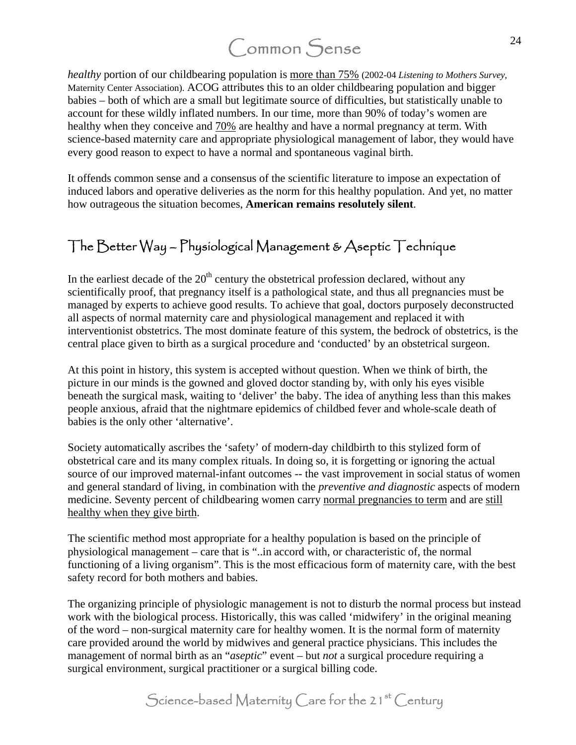*healthy* portion of our childbearing population is more than 75% (2002-04 *Listening to Mothers Survey,* Maternity Center Association). ACOG attributes this to an older childbearing population and bigger babies – both of which are a small but legitimate source of difficulties, but statistically unable to account for these wildly inflated numbers. In our time, more than 90% of today's women are healthy when they conceive and 70% are healthy and have a normal pregnancy at term. With science-based maternity care and appropriate physiological management of labor, they would have every good reason to expect to have a normal and spontaneous vaginal birth.

It offends common sense and a consensus of the scientific literature to impose an expectation of induced labors and operative deliveries as the norm for this healthy population. And yet, no matter how outrageous the situation becomes, **American remains resolutely silent**.

## The Better Way – Physiological Management & Aseptic Technique

In the earliest decade of the 20th century the obstetrical profession declared, without any scientifically proof, that pregnancy itself is a pathological state, and thus all pregnancies must be managed by experts to achieve good results. To achieve that goal, doctors purposely deconstructed all aspects of normal maternity care and physiological management and replaced it with interventionist obstetrics. The most dominate feature of this system, the bedrock of obstetrics, is the central place given to birth as a surgical procedure and 'conducted' by an obstetrical surgeon.

At this point in history, this system is accepted without question. When we think of birth, the picture in our minds is the gowned and gloved doctor standing by, with only his eyes visible beneath the surgical mask, waiting to 'deliver' the baby. The idea of anything less than this makes people anxious, afraid that the nightmare epidemics of childbed fever and whole-scale death of babies is the only other 'alternative'.

Society automatically ascribes the 'safety' of modern-day childbirth to this stylized form of obstetrical care and its many complex rituals. In doing so, it is forgetting or ignoring the actual source of our improved maternal-infant outcomes -- the vast improvement in social status of women and general standard of living, in combination with the *preventive and diagnostic* aspects of modern medicine. Seventy percent of childbearing women carry normal pregnancies to term and are still healthy when they give birth.

The scientific method most appropriate for a healthy population is based on the principle of physiological management – care that is "..in accord with, or characteristic of, the normal functioning of a living organism". This is the most efficacious form of maternity care, with the best safety record for both mothers and babies.

The organizing principle of physiologic management is not to disturb the normal process but instead work with the biological process. Historically, this was called 'midwifery' in the original meaning of the word – non-surgical maternity care for healthy women. It is the normal form of maternity care provided around the world by midwives and general practice physicians. This includes the management of normal birth as an "*aseptic*" event – but *not* a surgical procedure requiring a surgical environment, surgical practitioner or a surgical billing code.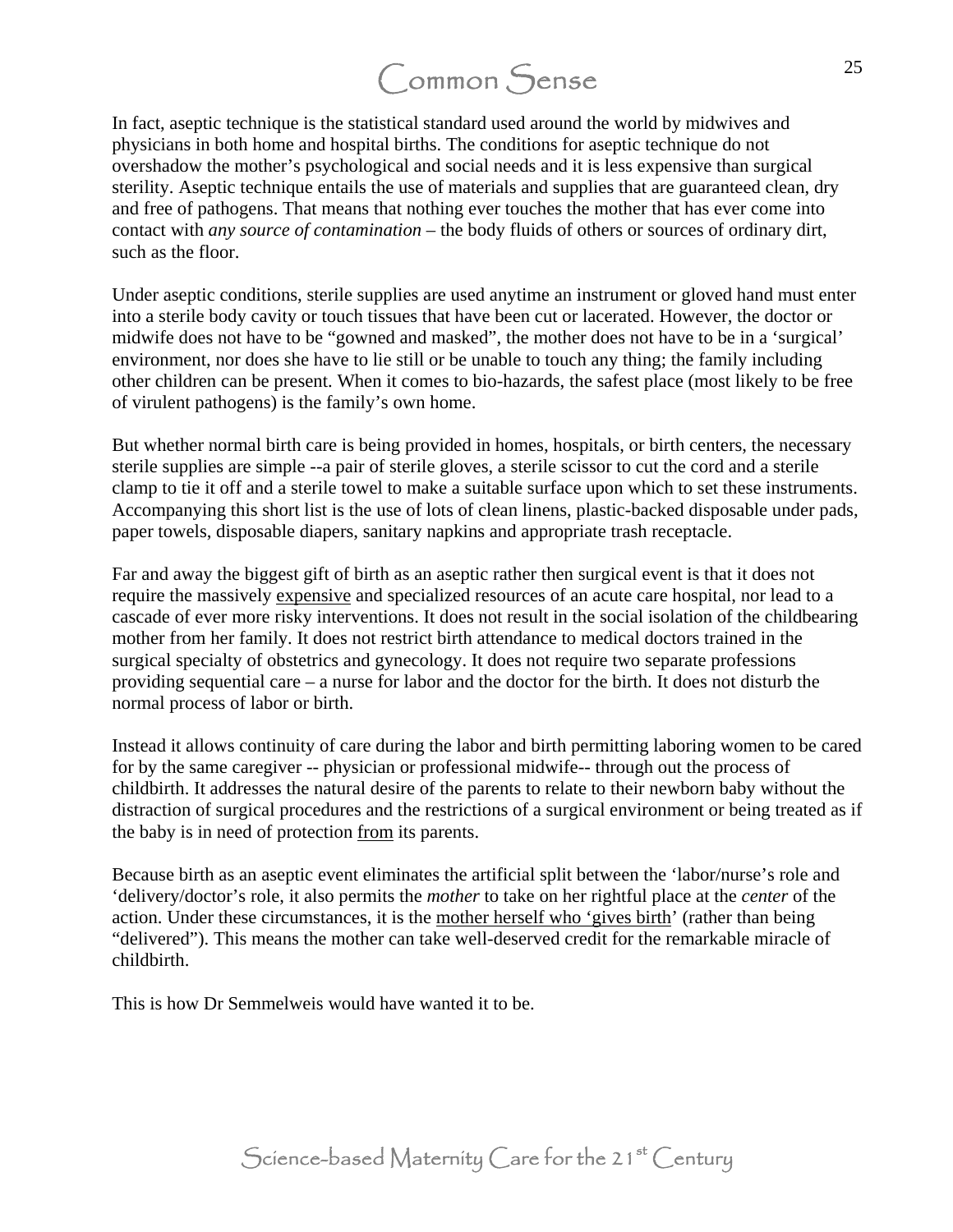In fact, aseptic technique is the statistical standard used around the world by midwives and physicians in both home and hospital births. The conditions for aseptic technique do not overshadow the mother's psychological and social needs and it is less expensive than surgical sterility. Aseptic technique entails the use of materials and supplies that are guaranteed clean, dry and free of pathogens. That means that nothing ever touches the mother that has ever come into contact with *any source of contamination* – the body fluids of others or sources of ordinary dirt, such as the floor.

Under aseptic conditions, sterile supplies are used anytime an instrument or gloved hand must enter into a sterile body cavity or touch tissues that have been cut or lacerated. However, the doctor or midwife does not have to be "gowned and masked", the mother does not have to be in a 'surgical' environment, nor does she have to lie still or be unable to touch any thing; the family including other children can be present. When it comes to bio-hazards, the safest place (most likely to be free of virulent pathogens) is the family's own home.

But whether normal birth care is being provided in homes, hospitals, or birth centers, the necessary sterile supplies are simple --a pair of sterile gloves, a sterile scissor to cut the cord and a sterile clamp to tie it off and a sterile towel to make a suitable surface upon which to set these instruments. Accompanying this short list is the use of lots of clean linens, plastic-backed disposable under pads, paper towels, disposable diapers, sanitary napkins and appropriate trash receptacle.

Far and away the biggest gift of birth as an aseptic rather then surgical event is that it does not require the massively expensive and specialized resources of an acute care hospital, nor lead to a cascade of ever more risky interventions. It does not result in the social isolation of the childbearing mother from her family. It does not restrict birth attendance to medical doctors trained in the surgical specialty of obstetrics and gynecology. It does not require two separate professions providing sequential care – a nurse for labor and the doctor for the birth. It does not disturb the normal process of labor or birth.

Instead it allows continuity of care during the labor and birth permitting laboring women to be cared for by the same caregiver -- physician or professional midwife-- through out the process of childbirth. It addresses the natural desire of the parents to relate to their newborn baby without the distraction of surgical procedures and the restrictions of a surgical environment or being treated as if the baby is in need of protection from its parents.

Because birth as an aseptic event eliminates the artificial split between the 'labor/nurse's role and 'delivery/doctor's role, it also permits the *mother* to take on her rightful place at the *center* of the action. Under these circumstances, it is the mother herself who 'gives birth' (rather than being "delivered"). This means the mother can take well-deserved credit for the remarkable miracle of childbirth.

This is how Dr Semmelweis would have wanted it to be.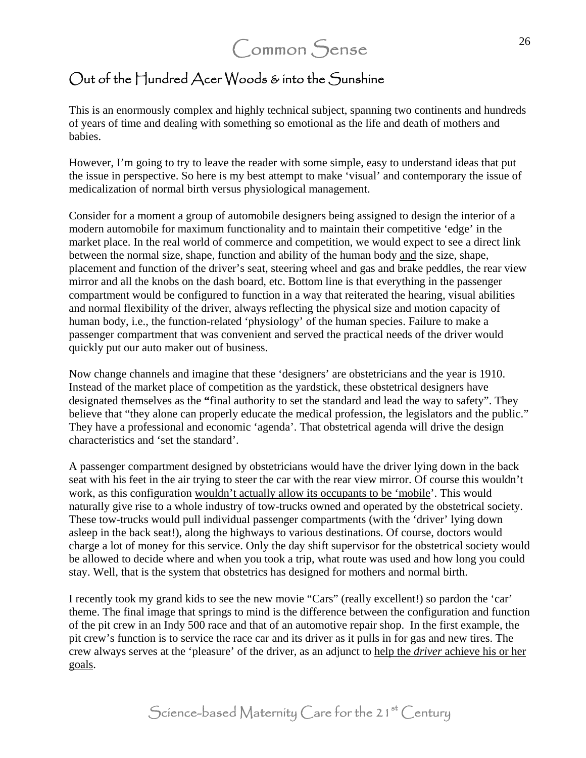# Common Sense

## Out of the Hundred Acer Woods & into the Sunshine

This is an enormously complex and highly technical subject, spanning two continents and hundreds of years of time and dealing with something so emotional as the life and death of mothers and babies.

However, I'm going to try to leave the reader with some simple, easy to understand ideas that put the issue in perspective. So here is my best attempt to make 'visual' and contemporary the issue of medicalization of normal birth versus physiological management.

Consider for a moment a group of automobile designers being assigned to design the interior of a modern automobile for maximum functionality and to maintain their competitive 'edge' in the market place. In the real world of commerce and competition, we would expect to see a direct link between the normal size, shape, function and ability of the human body and the size, shape, placement and function of the driver's seat, steering wheel and gas and brake peddles, the rear view mirror and all the knobs on the dash board, etc. Bottom line is that everything in the passenger compartment would be configured to function in a way that reiterated the hearing, visual abilities and normal flexibility of the driver, always reflecting the physical size and motion capacity of human body, i.e., the function-related 'physiology' of the human species. Failure to make a passenger compartment that was convenient and served the practical needs of the driver would quickly put our auto maker out of business.

Now change channels and imagine that these 'designers' are obstetricians and the year is 1910. Instead of the market place of competition as the yardstick, these obstetrical designers have designated themselves as the **"**final authority to set the standard and lead the way to safety". They believe that "they alone can properly educate the medical profession, the legislators and the public." They have a professional and economic 'agenda'. That obstetrical agenda will drive the design characteristics and 'set the standard'.

A passenger compartment designed by obstetricians would have the driver lying down in the back seat with his feet in the air trying to steer the car with the rear view mirror. Of course this wouldn't work, as this configuration wouldn't actually allow its occupants to be 'mobile'. This would naturally give rise to a whole industry of tow-trucks owned and operated by the obstetrical society. These tow-trucks would pull individual passenger compartments (with the 'driver' lying down asleep in the back seat!), along the highways to various destinations. Of course, doctors would charge a lot of money for this service. Only the day shift supervisor for the obstetrical society would be allowed to decide where and when you took a trip, what route was used and how long you could stay. Well, that is the system that obstetrics has designed for mothers and normal birth.

I recently took my grand kids to see the new movie "Cars" (really excellent!) so pardon the 'car' theme. The final image that springs to mind is the difference between the configuration and function of the pit crew in an Indy 500 race and that of an automotive repair shop. In the first example, the pit crew's function is to service the race car and its driver as it pulls in for gas and new tires. The crew always serves at the 'pleasure' of the driver, as an adjunct to help the *driver* achieve his or her goals.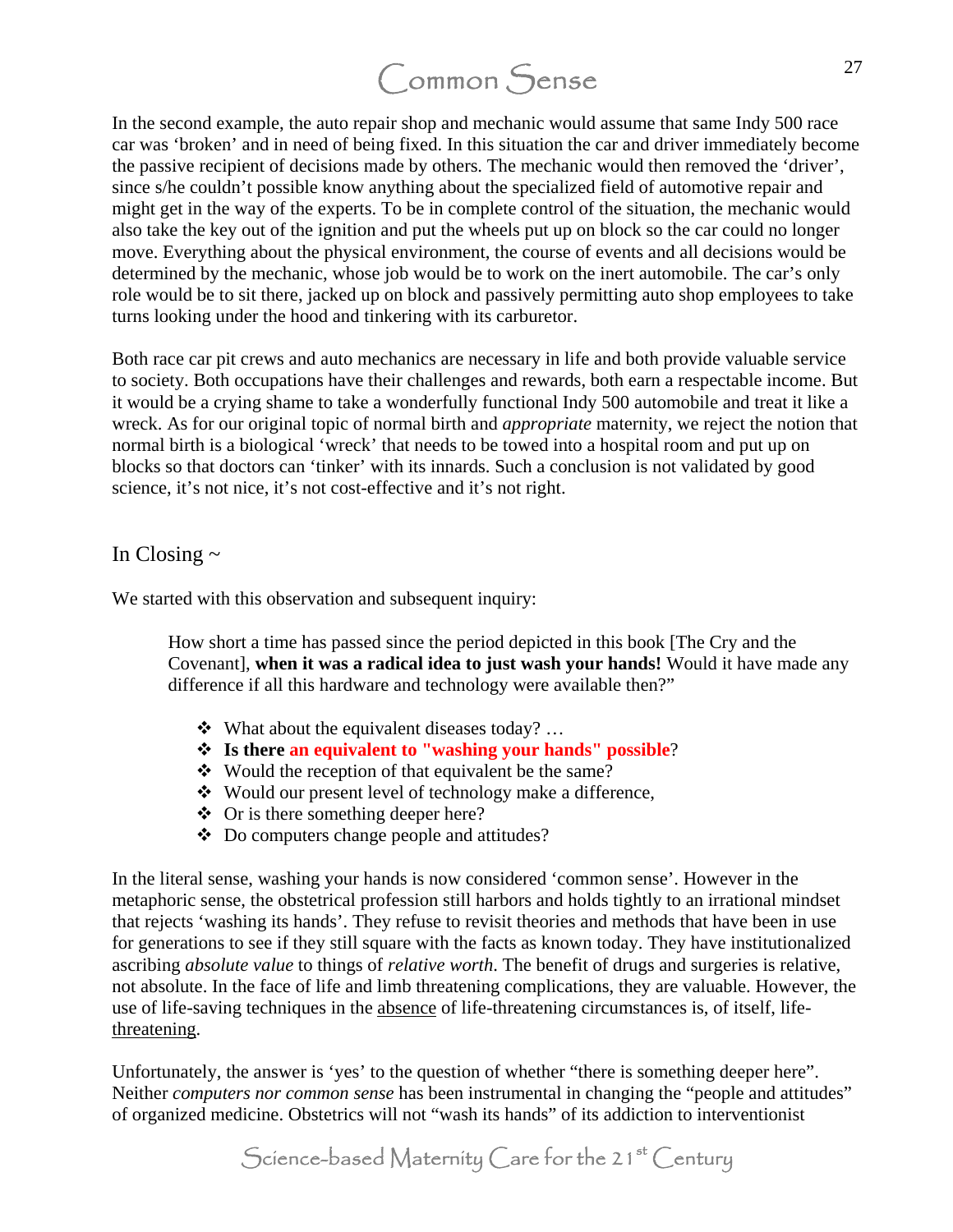In the second example, the auto repair shop and mechanic would assume that same Indy 500 race car was 'broken' and in need of being fixed. In this situation the car and driver immediately become the passive recipient of decisions made by others. The mechanic would then removed the 'driver', since s/he couldn't possible know anything about the specialized field of automotive repair and might get in the way of the experts. To be in complete control of the situation, the mechanic would also take the key out of the ignition and put the wheels put up on block so the car could no longer move. Everything about the physical environment, the course of events and all decisions would be determined by the mechanic, whose job would be to work on the inert automobile. The car's only role would be to sit there, jacked up on block and passively permitting auto shop employees to take turns looking under the hood and tinkering with its carburetor.

Both race car pit crews and auto mechanics are necessary in life and both provide valuable service to society. Both occupations have their challenges and rewards, both earn a respectable income. But it would be a crying shame to take a wonderfully functional Indy 500 automobile and treat it like a wreck. As for our original topic of normal birth and *appropriate* maternity, we reject the notion that normal birth is a biological 'wreck' that needs to be towed into a hospital room and put up on blocks so that doctors can 'tinker' with its innards. Such a conclusion is not validated by good science, it's not nice, it's not cost-effective and it's not right.

## In Closing ~

We started with this observation and subsequent inquiry:

> How short a time has passed since the period depicted in this book [The Cry and the Covenant], **when it was a radical idea to just wash your hands!** Would it have made any difference if all this hardware and technology were available then?"
>
> - What about the equivalent diseases today? …
> - **Is there an equivalent to "washing your hands" possible**?
> - Would the reception of that equivalent be the same?
> - Would our present level of technology make a difference,
> - Or is there something deeper here?
> - Do computers change people and attitudes?

In the literal sense, washing your hands is now considered 'common sense'. However in the metaphoric sense, the obstetrical profession still harbors and holds tightly to an irrational mindset that rejects 'washing its hands'. They refuse to revisit theories and methods that have been in use for generations to see if they still square with the facts as known today. They have institutionalized ascribing *absolute value* to things of *relative worth*. The benefit of drugs and surgeries is relative, not absolute. In the face of life and limb threatening complications, they are valuable. However, the use of life-saving techniques in the absence of life-threatening circumstances is, of itself, life-threatening.

Unfortunately, the answer is 'yes' to the question of whether "there is something deeper here". Neither *computers nor common sense* has been instrumental in changing the "people and attitudes" of organized medicine. Obstetrics will not "wash its hands" of its addiction to interventionist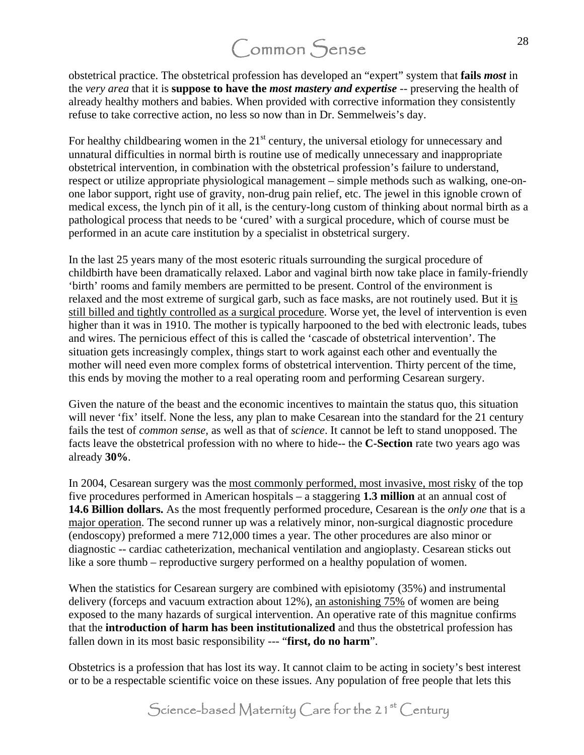obstetrical practice. The obstetrical profession has developed an "expert" system that **fails *most*** in the *very area* that it is **suppose to have the *most mastery and expertise*** -- preserving the health of already healthy mothers and babies. When provided with corrective information they consistently refuse to take corrective action, no less so now than in Dr. Semmelweis's day.

For healthy childbearing women in the 21st century, the universal etiology for unnecessary and unnatural difficulties in normal birth is routine use of medically unnecessary and inappropriate obstetrical intervention, in combination with the obstetrical profession's failure to understand, respect or utilize appropriate physiological management – simple methods such as walking, one-on-one labor support, right use of gravity, non-drug pain relief, etc. The jewel in this ignoble crown of medical excess, the lynch pin of it all, is the century-long custom of thinking about normal birth as a pathological process that needs to be 'cured' with a surgical procedure, which of course must be performed in an acute care institution by a specialist in obstetrical surgery.

In the last 25 years many of the most esoteric rituals surrounding the surgical procedure of childbirth have been dramatically relaxed. Labor and vaginal birth now take place in family-friendly 'birth' rooms and family members are permitted to be present. Control of the environment is relaxed and the most extreme of surgical garb, such as face masks, are not routinely used. But it <u>is still billed and tightly controlled as a surgical procedure</u>. Worse yet, the level of intervention is even higher than it was in 1910. The mother is typically harpooned to the bed with electronic leads, tubes and wires. The pernicious effect of this is called the 'cascade of obstetrical intervention'. The situation gets increasingly complex, things start to work against each other and eventually the mother will need even more complex forms of obstetrical intervention. Thirty percent of the time, this ends by moving the mother to a real operating room and performing Cesarean surgery.

Given the nature of the beast and the economic incentives to maintain the status quo, this situation will never 'fix' itself. None the less, any plan to make Cesarean into the standard for the 21 century fails the test of *common sense*, as well as that of *science*. It cannot be left to stand unopposed. The facts leave the obstetrical profession with no where to hide-- the **C-Section** rate two years ago was already **30%**.

In 2004, Cesarean surgery was the <u>most commonly performed, most invasive, most risky</u> of the top five procedures performed in American hospitals – a staggering **1.3 million** at an annual cost of **14.6 Billion dollars.** As the most frequently performed procedure, Cesarean is the *only one* that is a <u>major operation</u>. The second runner up was a relatively minor, non-surgical diagnostic procedure (endoscopy) preformed a mere 712,000 times a year. The other procedures are also minor or diagnostic -- cardiac catheterization, mechanical ventilation and angioplasty. Cesarean sticks out like a sore thumb – reproductive surgery performed on a healthy population of women.

When the statistics for Cesarean surgery are combined with episiotomy (35%) and instrumental delivery (forceps and vacuum extraction about 12%), <u>an astonishing 75%</u> of women are being exposed to the many hazards of surgical intervention. An operative rate of this magnitue confirms that the **introduction of harm has been institutionalized** and thus the obstetrical profession has fallen down in its most basic responsibility --- "**first, do no harm**".

Obstetrics is a profession that has lost its way. It cannot claim to be acting in society's best interest or to be a respectable scientific voice on these issues. Any population of free people that lets this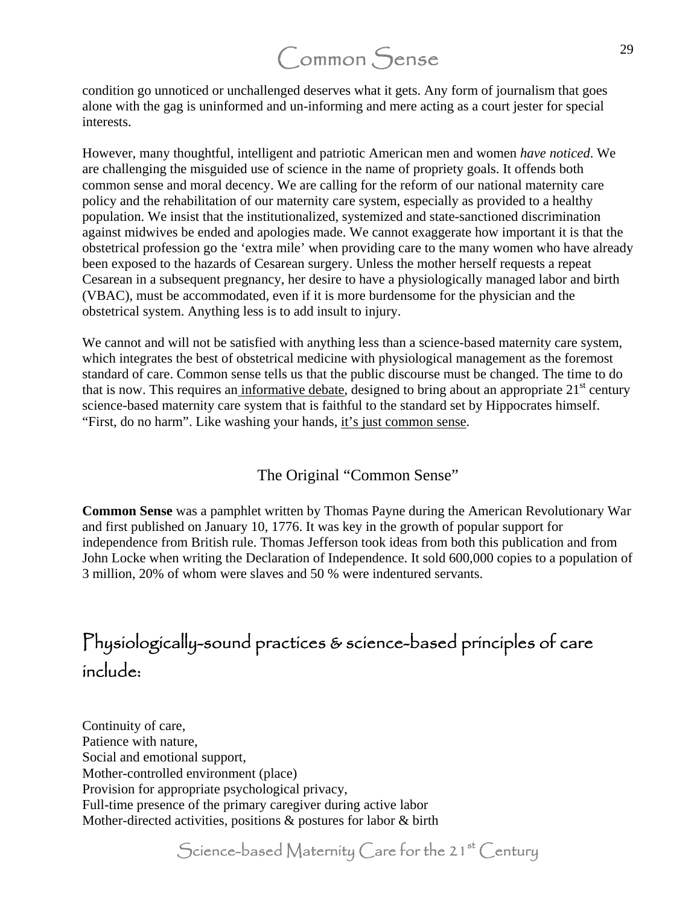condition go unnoticed or unchallenged deserves what it gets. Any form of journalism that goes alone with the gag is uninformed and un-informing and mere acting as a court jester for special interests.

However, many thoughtful, intelligent and patriotic American men and women *have noticed*. We are challenging the misguided use of science in the name of propriety goals. It offends both common sense and moral decency. We are calling for the reform of our national maternity care policy and the rehabilitation of our maternity care system, especially as provided to a healthy population. We insist that the institutionalized, systemized and state-sanctioned discrimination against midwives be ended and apologies made. We cannot exaggerate how important it is that the obstetrical profession go the 'extra mile' when providing care to the many women who have already been exposed to the hazards of Cesarean surgery. Unless the mother herself requests a repeat Cesarean in a subsequent pregnancy, her desire to have a physiologically managed labor and birth (VBAC), must be accommodated, even if it is more burdensome for the physician and the obstetrical system. Anything less is to add insult to injury.

We cannot and will not be satisfied with anything less than a science-based maternity care system, which integrates the best of obstetrical medicine with physiological management as the foremost standard of care. Common sense tells us that the public discourse must be changed. The time to do that is now. This requires an informative debate, designed to bring about an appropriate 21st century science-based maternity care system that is faithful to the standard set by Hippocrates himself. "First, do no harm". Like washing your hands, it's just common sense.

## The Original "Common Sense"

**Common Sense** was a pamphlet written by Thomas Payne during the American Revolutionary War and first published on January 10, 1776. It was key in the growth of popular support for independence from British rule. Thomas Jefferson took ideas from both this publication and from John Locke when writing the Declaration of Independence. It sold 600,000 copies to a population of 3 million, 20% of whom were slaves and 50 % were indentured servants.

## Physiologically-sound practices & science-based principles of care include:

Continuity of care,
Patience with nature,
Social and emotional support,
Mother-controlled environment (place)
Provision for appropriate psychological privacy,
Full-time presence of the primary caregiver during active labor
Mother-directed activities, positions & postures for labor & birth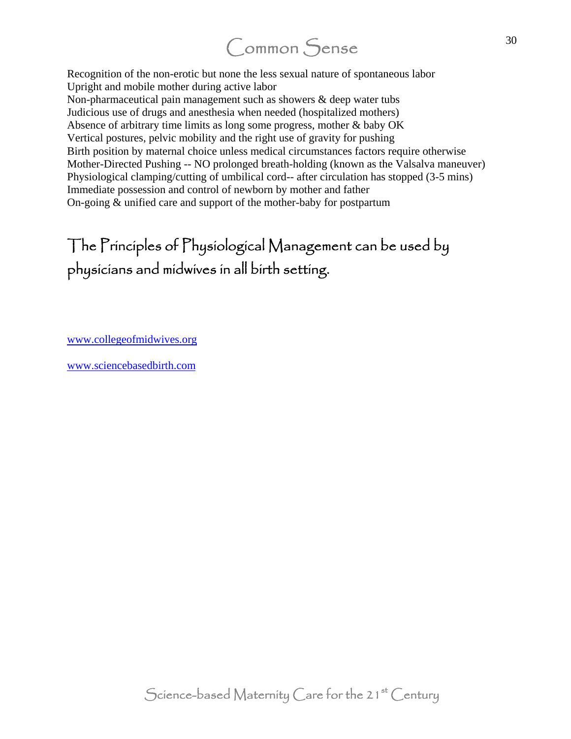# Common Sense

Recognition of the non-erotic but none the less sexual nature of spontaneous labor
Upright and mobile mother during active labor
Non-pharmaceutical pain management such as showers & deep water tubs
Judicious use of drugs and anesthesia when needed (hospitalized mothers)
Absence of arbitrary time limits as long some progress, mother & baby OK
Vertical postures, pelvic mobility and the right use of gravity for pushing
Birth position by maternal choice unless medical circumstances factors require otherwise
Mother-Directed Pushing -- NO prolonged breath-holding (known as the Valsalva maneuver)
Physiological clamping/cutting of umbilical cord-- after circulation has stopped (3-5 mins)
Immediate possession and control of newborn by mother and father
On-going & unified care and support of the mother-baby for postpartum

## The Principles of Physiological Management can be used by physicians and midwives in all birth setting.

www.collegeofmidwives.org

www.sciencebasedbirth.com